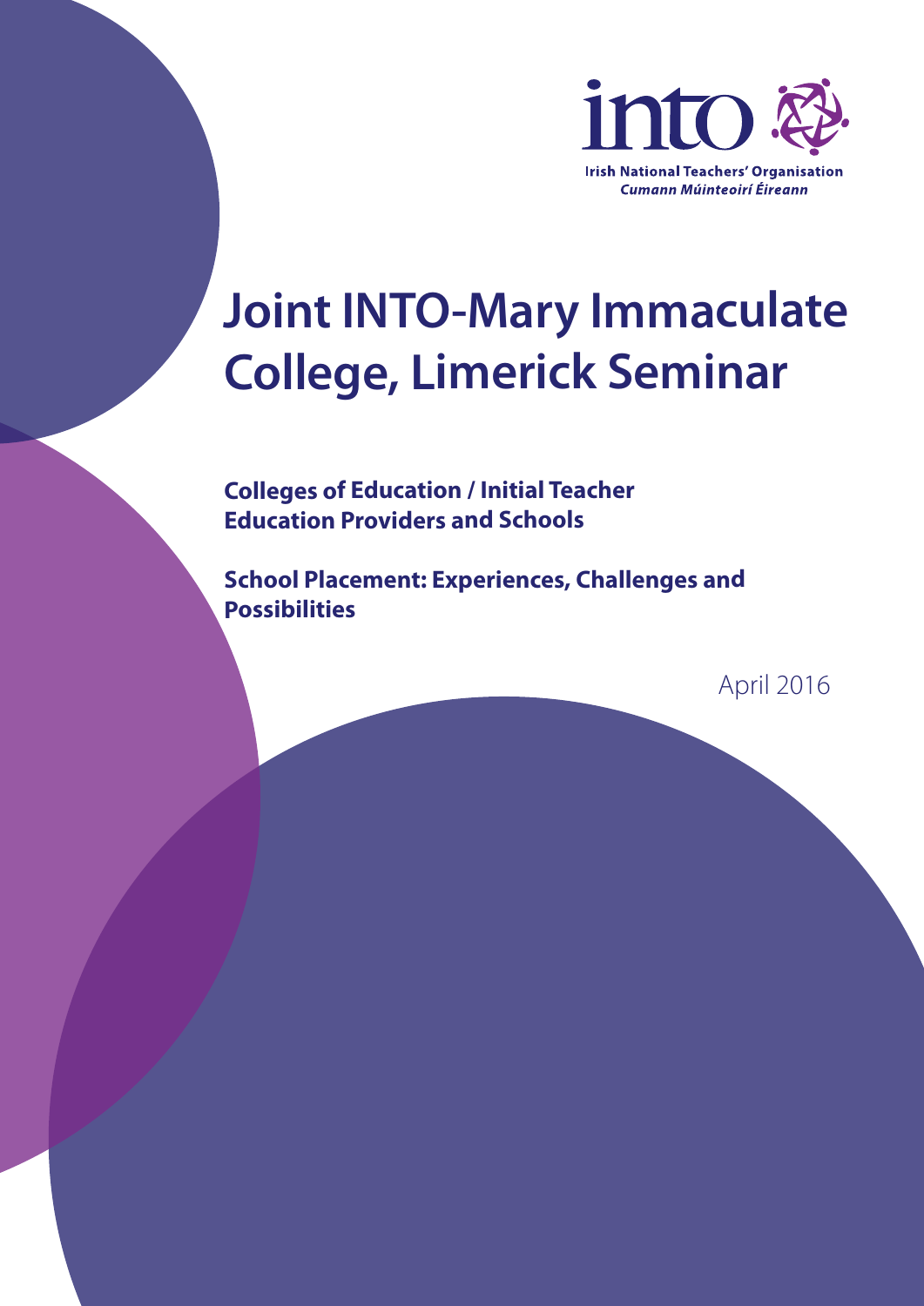into

Irish National Teachers' Organisation
*Cumann Múinteoirí Éireann*

# Joint INTO-Mary Immaculate College, Limerick Seminar

**Colleges of Education / Initial Teacher Education Providers and Schools**

**School Placement: Experiences, Challenges and Possibilities**

April 2016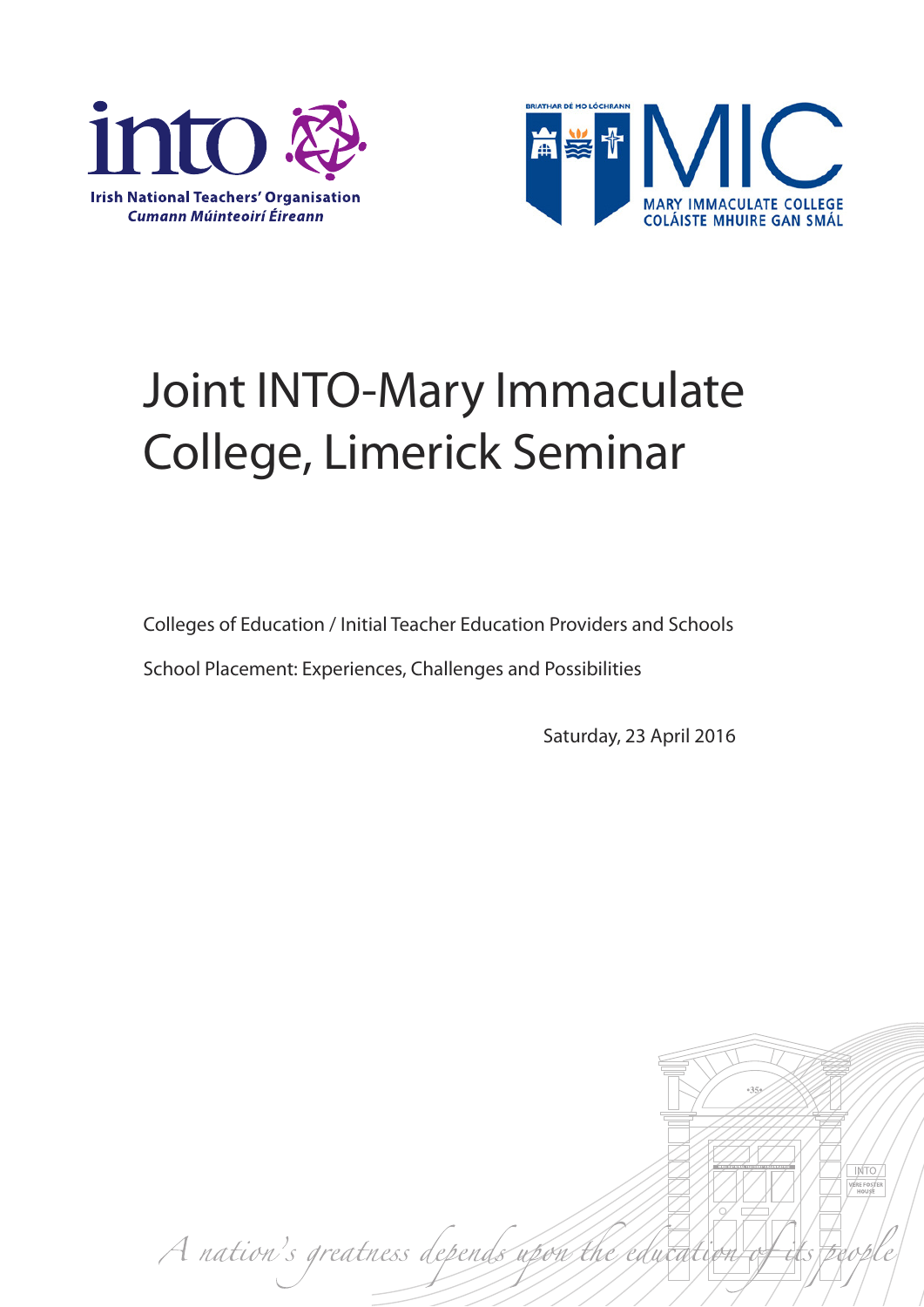Irish National Teachers' Organisation
*Cumann Múinteoirí Éireann*

MARY IMMACULATE COLLEGE
COLÁISTE MHUIRE GAN SMÁL

# Joint INTO-Mary Immaculate College, Limerick Seminar

Colleges of Education / Initial Teacher Education Providers and Schools

School Placement: Experiences, Challenges and Possibilities

Saturday, 23 April 2016

*A nation's greatness depends upon the education of its people*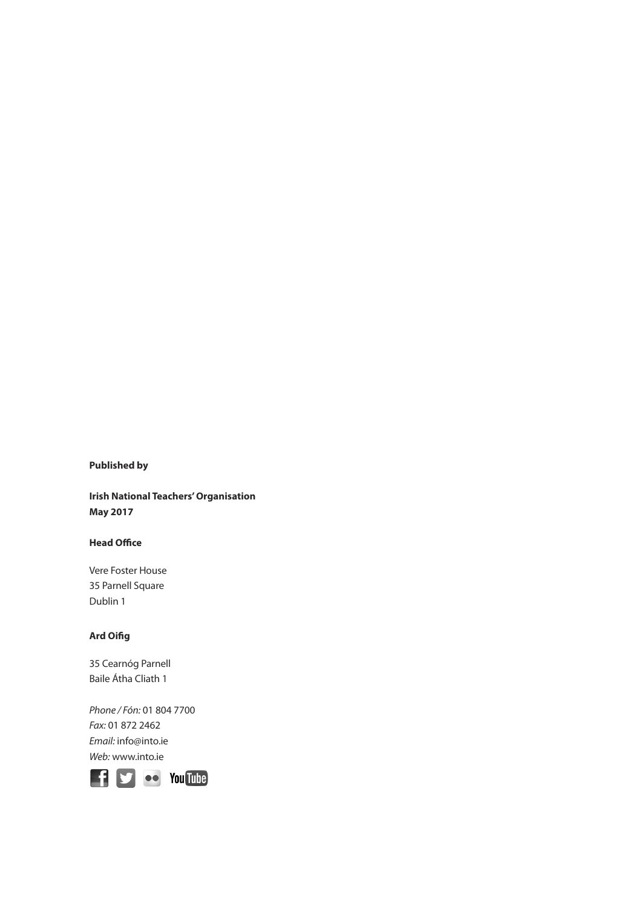**Published by**

**Irish National Teachers' Organisation**
**May 2017**

**Head Office**

Vere Foster House
35 Parnell Square
Dublin 1

**Ard Oifig**

35 Cearnóg Parnell
Baile Átha Cliath 1

*Phone / Fón:* 01 804 7700
*Fax:* 01 872 2462
*Email:* info@into.ie
*Web:* www.into.ie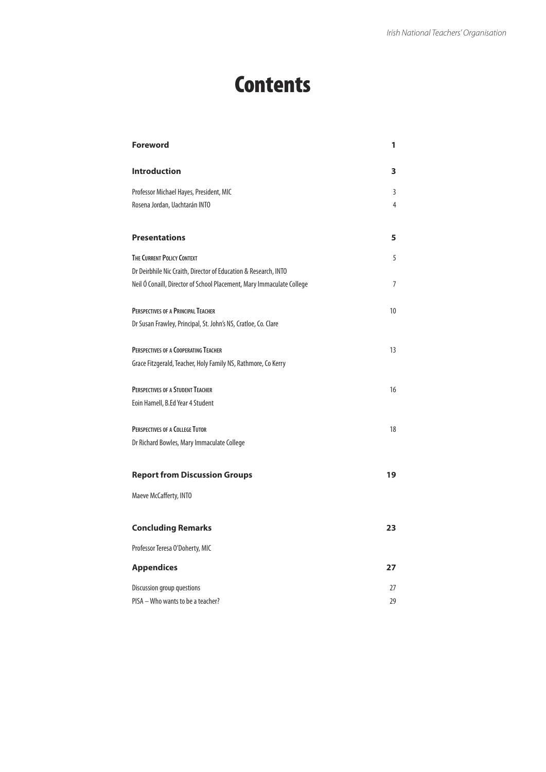# Contents

| | |
|---|---|
| **Foreword** | **1** |
| **Introduction** | **3** |
| Professor Michael Hayes, President, MIC | 3 |
| Rosena Jordan, Uachtarán INTO | 4 |
| **Presentations** | **5** |
| THE CURRENT POLICY CONTEXT | 5 |
| Dr Deirbhile Nic Craith, Director of Education & Research, INTO | |
| Neil Ó Conaill, Director of School Placement, Mary Immaculate College | 7 |
| PERSPECTIVES OF A PRINCIPAL TEACHER | 10 |
| Dr Susan Frawley, Principal, St. John's NS, Cratloe, Co. Clare | |
| PERSPECTIVES OF A COOPERATING TEACHER | 13 |
| Grace Fitzgerald, Teacher, Holy Family NS, Rathmore, Co Kerry | |
| PERSPECTIVES OF A STUDENT TEACHER | 16 |
| Eoin Hamell, B.Ed Year 4 Student | |
| PERSPECTIVES OF A COLLEGE TUTOR | 18 |
| Dr Richard Bowles, Mary Immaculate College | |
| **Report from Discussion Groups** | **19** |
| Maeve McCafferty, INTO | |
| **Concluding Remarks** | **23** |
| Professor Teresa O'Doherty, MIC | |
| **Appendices** | **27** |
| Discussion group questions | 27 |
| PISA – Who wants to be a teacher? | 29 |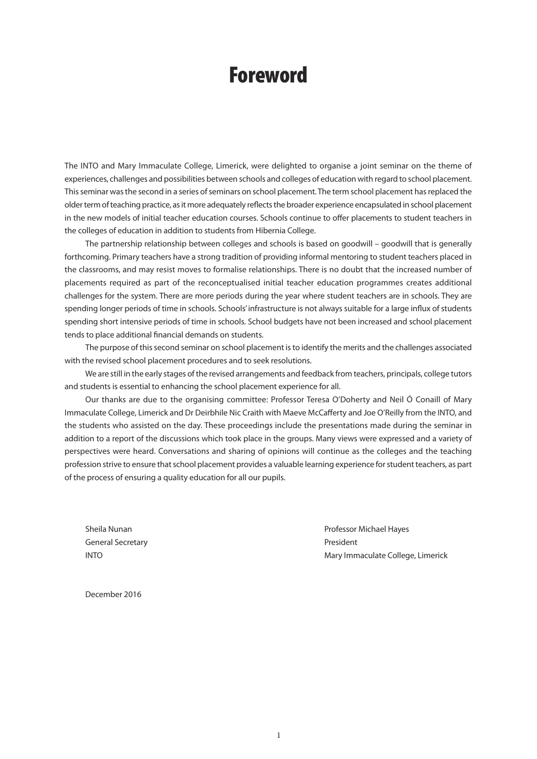# Foreword

The INTO and Mary Immaculate College, Limerick, were delighted to organise a joint seminar on the theme of experiences, challenges and possibilities between schools and colleges of education with regard to school placement. This seminar was the second in a series of seminars on school placement. The term school placement has replaced the older term of teaching practice, as it more adequately reflects the broader experience encapsulated in school placement in the new models of initial teacher education courses. Schools continue to offer placements to student teachers in the colleges of education in addition to students from Hibernia College.

The partnership relationship between colleges and schools is based on goodwill – goodwill that is generally forthcoming. Primary teachers have a strong tradition of providing informal mentoring to student teachers placed in the classrooms, and may resist moves to formalise relationships. There is no doubt that the increased number of placements required as part of the reconceptualised initial teacher education programmes creates additional challenges for the system. There are more periods during the year where student teachers are in schools. They are spending longer periods of time in schools. Schools' infrastructure is not always suitable for a large influx of students spending short intensive periods of time in schools. School budgets have not been increased and school placement tends to place additional financial demands on students.

The purpose of this second seminar on school placement is to identify the merits and the challenges associated with the revised school placement procedures and to seek resolutions.

We are still in the early stages of the revised arrangements and feedback from teachers, principals, college tutors and students is essential to enhancing the school placement experience for all.

Our thanks are due to the organising committee: Professor Teresa O'Doherty and Neil Ó Conaill of Mary Immaculate College, Limerick and Dr Deirbhile Nic Craith with Maeve McCafferty and Joe O'Reilly from the INTO, and the students who assisted on the day. These proceedings include the presentations made during the seminar in addition to a report of the discussions which took place in the groups. Many views were expressed and a variety of perspectives were heard. Conversations and sharing of opinions will continue as the colleges and the teaching profession strive to ensure that school placement provides a valuable learning experience for student teachers, as part of the process of ensuring a quality education for all our pupils.

Sheila Nunan
General Secretary
INTO

Professor Michael Hayes
President
Mary Immaculate College, Limerick

December 2016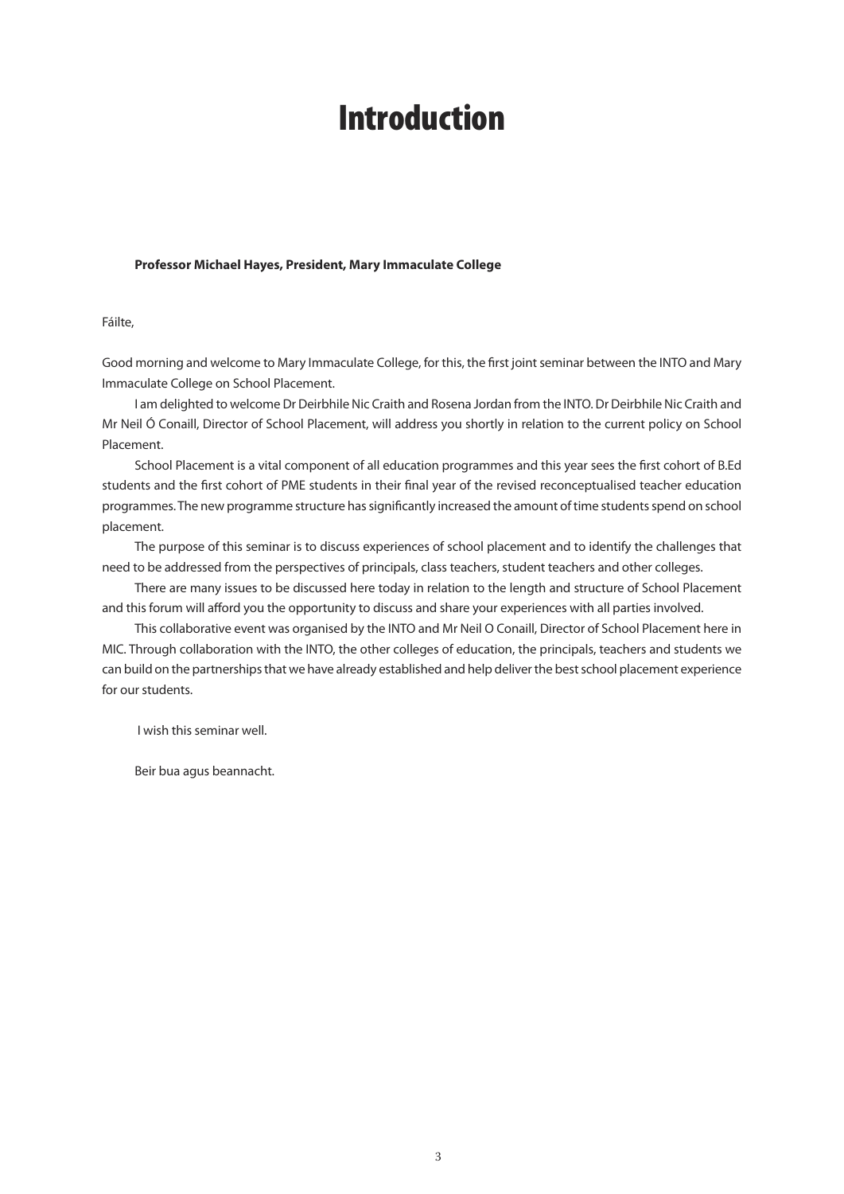# Introduction

**Professor Michael Hayes, President, Mary Immaculate College**

Fáilte,

Good morning and welcome to Mary Immaculate College, for this, the first joint seminar between the INTO and Mary Immaculate College on School Placement.

I am delighted to welcome Dr Deirbhile Nic Craith and Rosena Jordan from the INTO. Dr Deirbhile Nic Craith and Mr Neil Ó Conaill, Director of School Placement, will address you shortly in relation to the current policy on School Placement.

School Placement is a vital component of all education programmes and this year sees the first cohort of B.Ed students and the first cohort of PME students in their final year of the revised reconceptualised teacher education programmes. The new programme structure has significantly increased the amount of time students spend on school placement.

The purpose of this seminar is to discuss experiences of school placement and to identify the challenges that need to be addressed from the perspectives of principals, class teachers, student teachers and other colleges.

There are many issues to be discussed here today in relation to the length and structure of School Placement and this forum will afford you the opportunity to discuss and share your experiences with all parties involved.

This collaborative event was organised by the INTO and Mr Neil O Conaill, Director of School Placement here in MIC. Through collaboration with the INTO, the other colleges of education, the principals, teachers and students we can build on the partnerships that we have already established and help deliver the best school placement experience for our students.

I wish this seminar well.

Beir bua agus beannacht.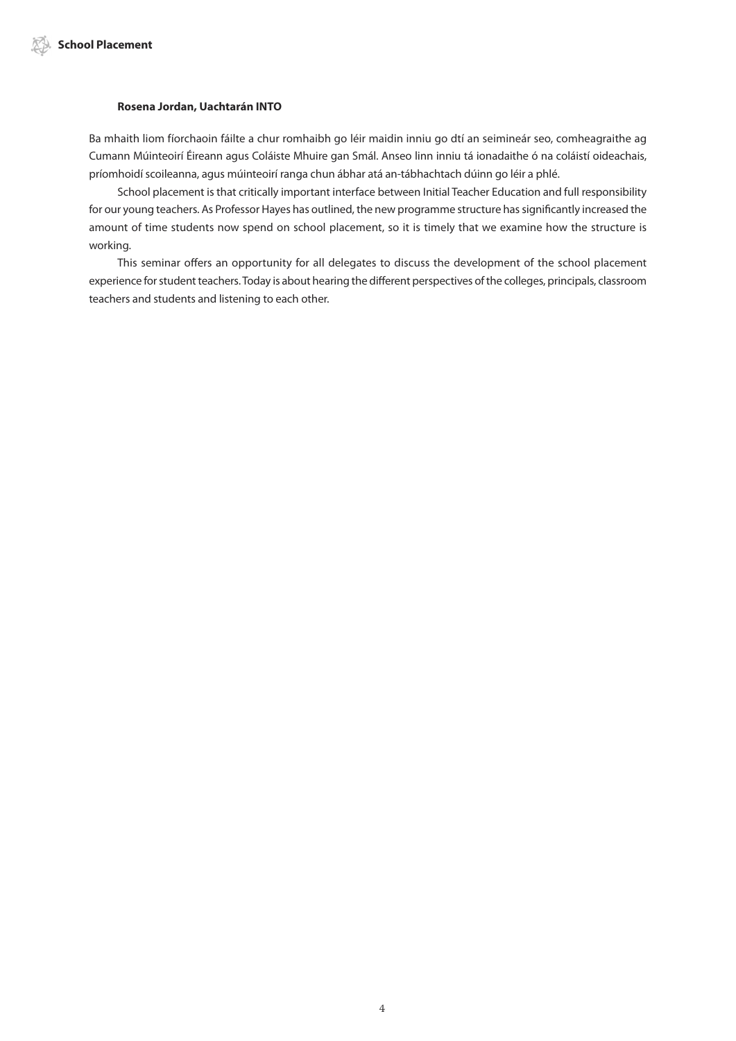**Rosena Jordan, Uachtarán INTO**

Ba mhaith liom fíorchaoin fáilte a chur romhaibh go léir maidin inniu go dtí an seimineár seo, comheagraithe ag Cumann Múinteoirí Éireann agus Coláiste Mhuire gan Smál. Anseo linn inniu tá ionadaithe ó na coláistí oideachais, príomhoidí scoileanna, agus múinteoirí ranga chun ábhar atá an-tábhachtach dúinn go léir a phlé.

School placement is that critically important interface between Initial Teacher Education and full responsibility for our young teachers. As Professor Hayes has outlined, the new programme structure has significantly increased the amount of time students now spend on school placement, so it is timely that we examine how the structure is working.

This seminar offers an opportunity for all delegates to discuss the development of the school placement experience for student teachers. Today is about hearing the different perspectives of the colleges, principals, classroom teachers and students and listening to each other.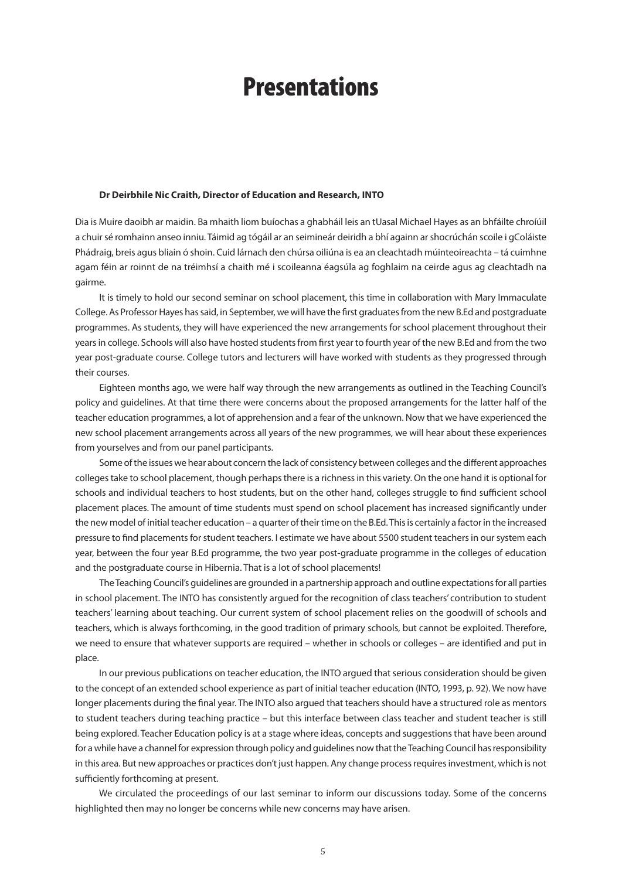# Presentations

**Dr Deirbhile Nic Craith, Director of Education and Research, INTO**

Dia is Muire daoibh ar maidin. Ba mhaith liom buíochas a ghabháil leis an tUasal Michael Hayes as an bhfáilte chroíúil a chuir sé romhainn anseo inniu. Táimid ag tógáil ar an seimineár deiridh a bhí againn ar shocrúchán scoile i gColáiste Phádraig, breis agus bliain ó shoin. Cuid lárnach den chúrsa oiliúna is ea an cleachtadh múinteoireachta – tá cuimhne agam féin ar roinnt de na tréimhsí a chaith mé i scoileanna éagsúla ag foghlaim na ceirde agus ag cleachtadh na gairme.

It is timely to hold our second seminar on school placement, this time in collaboration with Mary Immaculate College. As Professor Hayes has said, in September, we will have the first graduates from the new B.Ed and postgraduate programmes. As students, they will have experienced the new arrangements for school placement throughout their years in college. Schools will also have hosted students from first year to fourth year of the new B.Ed and from the two year post-graduate course. College tutors and lecturers will have worked with students as they progressed through their courses.

Eighteen months ago, we were half way through the new arrangements as outlined in the Teaching Council's policy and guidelines. At that time there were concerns about the proposed arrangements for the latter half of the teacher education programmes, a lot of apprehension and a fear of the unknown. Now that we have experienced the new school placement arrangements across all years of the new programmes, we will hear about these experiences from yourselves and from our panel participants.

Some of the issues we hear about concern the lack of consistency between colleges and the different approaches colleges take to school placement, though perhaps there is a richness in this variety. On the one hand it is optional for schools and individual teachers to host students, but on the other hand, colleges struggle to find sufficient school placement places. The amount of time students must spend on school placement has increased significantly under the new model of initial teacher education – a quarter of their time on the B.Ed. This is certainly a factor in the increased pressure to find placements for student teachers. I estimate we have about 5500 student teachers in our system each year, between the four year B.Ed programme, the two year post-graduate programme in the colleges of education and the postgraduate course in Hibernia. That is a lot of school placements!

The Teaching Council's guidelines are grounded in a partnership approach and outline expectations for all parties in school placement. The INTO has consistently argued for the recognition of class teachers' contribution to student teachers' learning about teaching. Our current system of school placement relies on the goodwill of schools and teachers, which is always forthcoming, in the good tradition of primary schools, but cannot be exploited. Therefore, we need to ensure that whatever supports are required – whether in schools or colleges – are identified and put in place.

In our previous publications on teacher education, the INTO argued that serious consideration should be given to the concept of an extended school experience as part of initial teacher education (INTO, 1993, p. 92). We now have longer placements during the final year. The INTO also argued that teachers should have a structured role as mentors to student teachers during teaching practice – but this interface between class teacher and student teacher is still being explored. Teacher Education policy is at a stage where ideas, concepts and suggestions that have been around for a while have a channel for expression through policy and guidelines now that the Teaching Council has responsibility in this area. But new approaches or practices don't just happen. Any change process requires investment, which is not sufficiently forthcoming at present.

We circulated the proceedings of our last seminar to inform our discussions today. Some of the concerns highlighted then may no longer be concerns while new concerns may have arisen.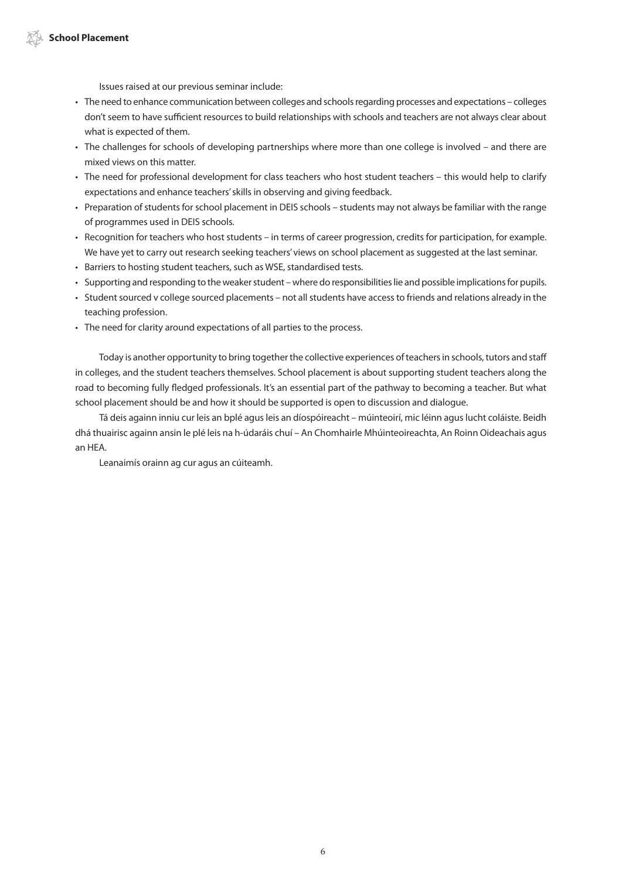Issues raised at our previous seminar include:

- The need to enhance communication between colleges and schools regarding processes and expectations – colleges don't seem to have sufficient resources to build relationships with schools and teachers are not always clear about what is expected of them.
- The challenges for schools of developing partnerships where more than one college is involved – and there are mixed views on this matter.
- The need for professional development for class teachers who host student teachers – this would help to clarify expectations and enhance teachers' skills in observing and giving feedback.
- Preparation of students for school placement in DEIS schools – students may not always be familiar with the range of programmes used in DEIS schools.
- Recognition for teachers who host students – in terms of career progression, credits for participation, for example. We have yet to carry out research seeking teachers' views on school placement as suggested at the last seminar.
- Barriers to hosting student teachers, such as WSE, standardised tests.
- Supporting and responding to the weaker student – where do responsibilities lie and possible implications for pupils.
- Student sourced v college sourced placements – not all students have access to friends and relations already in the teaching profession.
- The need for clarity around expectations of all parties to the process.

Today is another opportunity to bring together the collective experiences of teachers in schools, tutors and staff in colleges, and the student teachers themselves. School placement is about supporting student teachers along the road to becoming fully fledged professionals. It's an essential part of the pathway to becoming a teacher. But what school placement should be and how it should be supported is open to discussion and dialogue.

Tá deis againn inniu cur leis an bplé agus leis an díospóireacht – múinteoirí, mic léinn agus lucht coláiste. Beidh dhá thuairisc againn ansin le plé leis na h-údaráis chuí – An Chomhairle Mhúinteoireachta, An Roinn Oideachais agus an HEA.

Leanaimís orainn ag cur agus an cúiteamh.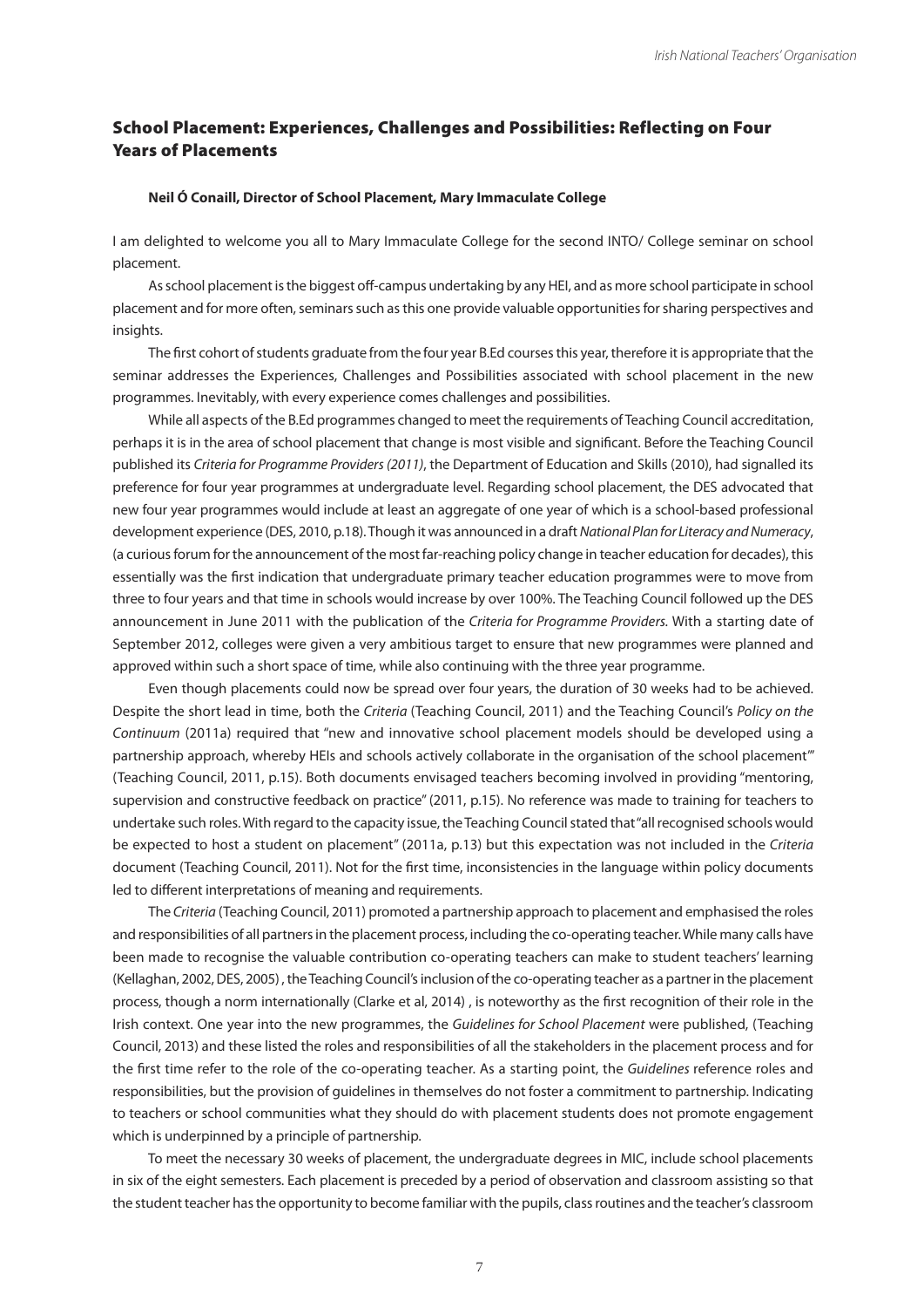## School Placement: Experiences, Challenges and Possibilities: Reflecting on Four Years of Placements

**Neil Ó Conaill, Director of School Placement, Mary Immaculate College**

I am delighted to welcome you all to Mary Immaculate College for the second INTO/ College seminar on school placement.

As school placement is the biggest off-campus undertaking by any HEI, and as more school participate in school placement and for more often, seminars such as this one provide valuable opportunities for sharing perspectives and insights.

The first cohort of students graduate from the four year B.Ed courses this year, therefore it is appropriate that the seminar addresses the Experiences, Challenges and Possibilities associated with school placement in the new programmes. Inevitably, with every experience comes challenges and possibilities.

While all aspects of the B.Ed programmes changed to meet the requirements of Teaching Council accreditation, perhaps it is in the area of school placement that change is most visible and significant. Before the Teaching Council published its *Criteria for Programme Providers (2011)*, the Department of Education and Skills (2010), had signalled its preference for four year programmes at undergraduate level. Regarding school placement, the DES advocated that new four year programmes would include at least an aggregate of one year of which is a school-based professional development experience (DES, 2010, p.18). Though it was announced in a draft *National Plan for Literacy and Numeracy*, (a curious forum for the announcement of the most far-reaching policy change in teacher education for decades), this essentially was the first indication that undergraduate primary teacher education programmes were to move from three to four years and that time in schools would increase by over 100%. The Teaching Council followed up the DES announcement in June 2011 with the publication of the *Criteria for Programme Providers.* With a starting date of September 2012, colleges were given a very ambitious target to ensure that new programmes were planned and approved within such a short space of time, while also continuing with the three year programme.

Even though placements could now be spread over four years, the duration of 30 weeks had to be achieved. Despite the short lead in time, both the *Criteria* (Teaching Council, 2011) and the Teaching Council's *Policy on the Continuum* (2011a) required that "new and innovative school placement models should be developed using a partnership approach, whereby HEIs and schools actively collaborate in the organisation of the school placement'" (Teaching Council, 2011, p.15). Both documents envisaged teachers becoming involved in providing "mentoring, supervision and constructive feedback on practice" (2011, p.15). No reference was made to training for teachers to undertake such roles. With regard to the capacity issue, the Teaching Council stated that "all recognised schools would be expected to host a student on placement" (2011a, p.13) but this expectation was not included in the *Criteria* document (Teaching Council, 2011). Not for the first time, inconsistencies in the language within policy documents led to different interpretations of meaning and requirements.

The *Criteria* (Teaching Council, 2011) promoted a partnership approach to placement and emphasised the roles and responsibilities of all partners in the placement process, including the co-operating teacher. While many calls have been made to recognise the valuable contribution co-operating teachers can make to student teachers' learning (Kellaghan, 2002, DES, 2005) , the Teaching Council's inclusion of the co-operating teacher as a partner in the placement process, though a norm internationally (Clarke et al, 2014) , is noteworthy as the first recognition of their role in the Irish context. One year into the new programmes, the *Guidelines for School Placement* were published, (Teaching Council, 2013) and these listed the roles and responsibilities of all the stakeholders in the placement process and for the first time refer to the role of the co-operating teacher. As a starting point, the *Guidelines* reference roles and responsibilities, but the provision of guidelines in themselves do not foster a commitment to partnership. Indicating to teachers or school communities what they should do with placement students does not promote engagement which is underpinned by a principle of partnership.

To meet the necessary 30 weeks of placement, the undergraduate degrees in MIC, include school placements in six of the eight semesters. Each placement is preceded by a period of observation and classroom assisting so that the student teacher has the opportunity to become familiar with the pupils, class routines and the teacher's classroom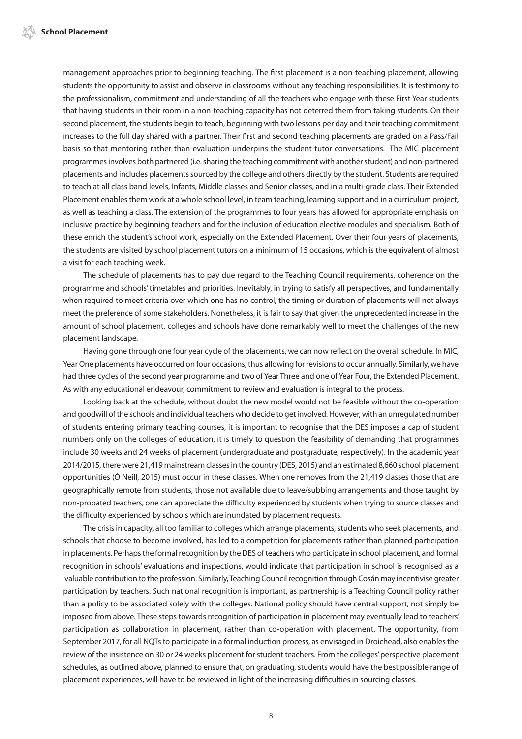management approaches prior to beginning teaching. The first placement is a non-teaching placement, allowing students the opportunity to assist and observe in classrooms without any teaching responsibilities. It is testimony to the professionalism, commitment and understanding of all the teachers who engage with these First Year students that having students in their room in a non-teaching capacity has not deterred them from taking students. On their second placement, the students begin to teach, beginning with two lessons per day and their teaching commitment increases to the full day shared with a partner. Their first and second teaching placements are graded on a Pass/Fail basis so that mentoring rather than evaluation underpins the student-tutor conversations. The MIC placement programmes involves both partnered (i.e. sharing the teaching commitment with another student) and non-partnered placements and includes placements sourced by the college and others directly by the student. Students are required to teach at all class band levels, Infants, Middle classes and Senior classes, and in a multi-grade class. Their Extended Placement enables them work at a whole school level, in team teaching, learning support and in a curriculum project, as well as teaching a class. The extension of the programmes to four years has allowed for appropriate emphasis on inclusive practice by beginning teachers and for the inclusion of education elective modules and specialism. Both of these enrich the student's school work, especially on the Extended Placement. Over their four years of placements, the students are visited by school placement tutors on a minimum of 15 occasions, which is the equivalent of almost a visit for each teaching week.

The schedule of placements has to pay due regard to the Teaching Council requirements, coherence on the programme and schools' timetables and priorities. Inevitably, in trying to satisfy all perspectives, and fundamentally when required to meet criteria over which one has no control, the timing or duration of placements will not always meet the preference of some stakeholders. Nonetheless, it is fair to say that given the unprecedented increase in the amount of school placement, colleges and schools have done remarkably well to meet the challenges of the new placement landscape.

Having gone through one four year cycle of the placements, we can now reflect on the overall schedule. In MIC, Year One placements have occurred on four occasions, thus allowing for revisions to occur annually. Similarly, we have had three cycles of the second year programme and two of Year Three and one of Year Four, the Extended Placement. As with any educational endeavour, commitment to review and evaluation is integral to the process.

Looking back at the schedule, without doubt the new model would not be feasible without the co-operation and goodwill of the schools and individual teachers who decide to get involved. However, with an unregulated number of students entering primary teaching courses, it is important to recognise that the DES imposes a cap of student numbers only on the colleges of education, it is timely to question the feasibility of demanding that programmes include 30 weeks and 24 weeks of placement (undergraduate and postgraduate, respectively). In the academic year 2014/2015, there were 21,419 mainstream classes in the country (DES, 2015) and an estimated 8,660 school placement opportunities (Ó Neill, 2015) must occur in these classes. When one removes from the 21,419 classes those that are geographically remote from students, those not available due to leave/subbing arrangements and those taught by non-probated teachers, one can appreciate the difficulty experienced by students when trying to source classes and the difficulty experienced by schools which are inundated by placement requests.

The crisis in capacity, all too familiar to colleges which arrange placements, students who seek placements, and schools that choose to become involved, has led to a competition for placements rather than planned participation in placements. Perhaps the formal recognition by the DES of teachers who participate in school placement, and formal recognition in schools' evaluations and inspections, would indicate that participation in school is recognised as a valuable contribution to the profession. Similarly, Teaching Council recognition through Cosán may incentivise greater participation by teachers. Such national recognition is important, as partnership is a Teaching Council policy rather than a policy to be associated solely with the colleges. National policy should have central support, not simply be imposed from above. These steps towards recognition of participation in placement may eventually lead to teachers' participation as collaboration in placement, rather than co-operation with placement. The opportunity, from September 2017, for all NQTs to participate in a formal induction process, as envisaged in Droichead, also enables the review of the insistence on 30 or 24 weeks placement for student teachers. From the colleges' perspective placement schedules, as outlined above, planned to ensure that, on graduating, students would have the best possible range of placement experiences, will have to be reviewed in light of the increasing difficulties in sourcing classes.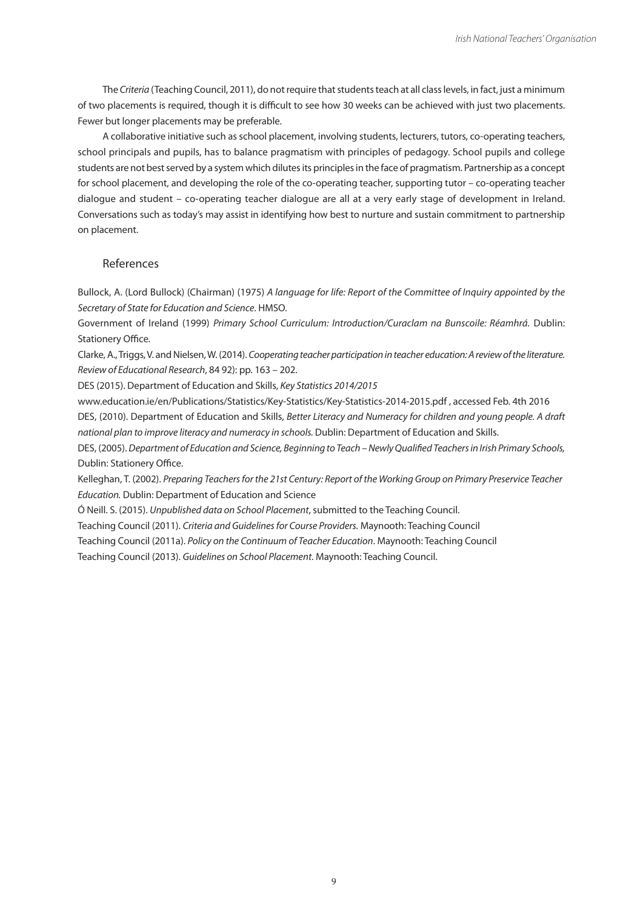The *Criteria* (Teaching Council, 2011), do not require that students teach at all class levels, in fact, just a minimum of two placements is required, though it is difficult to see how 30 weeks can be achieved with just two placements. Fewer but longer placements may be preferable.

A collaborative initiative such as school placement, involving students, lecturers, tutors, co-operating teachers, school principals and pupils, has to balance pragmatism with principles of pedagogy. School pupils and college students are not best served by a system which dilutes its principles in the face of pragmatism. Partnership as a concept for school placement, and developing the role of the co-operating teacher, supporting tutor – co-operating teacher dialogue and student – co-operating teacher dialogue are all at a very early stage of development in Ireland. Conversations such as today's may assist in identifying how best to nurture and sustain commitment to partnership on placement.

## References

Bullock, A. (Lord Bullock) (Chairman) (1975) *A language for life: Report of the Committee of Inquiry appointed by the Secretary of State for Education and Science*. HMSO.

Government of Ireland (1999) *Primary School Curriculum: Introduction/Curaclam na Bunscoile: Réamhrá.* Dublin: Stationery Office.

Clarke, A., Triggs, V. and Nielsen, W. (2014). *Cooperating teacher participation in teacher education: A review of the literature. Review of Educational Research*, 84 92): pp. 163 – 202.

DES (2015). Department of Education and Skills, *Key Statistics 2014/2015*

www.education.ie/en/Publications/Statistics/Key-Statistics/Key-Statistics-2014-2015.pdf , accessed Feb. 4th 2016

DES, (2010). Department of Education and Skills, *Better Literacy and Numeracy for children and young people. A draft national plan to improve literacy and numeracy in schools.* Dublin: Department of Education and Skills.

DES, (2005). *Department of Education and Science, Beginning to Teach – Newly Qualified Teachers in Irish Primary Schools,* Dublin: Stationery Office.

Kelleghan, T. (2002). *Preparing Teachers for the 21st Century: Report of the Working Group on Primary Preservice Teacher Education.* Dublin: Department of Education and Science

Ó Neill. S. (2015). *Unpublished data on School Placement*, submitted to the Teaching Council.

Teaching Council (2011). *Criteria and Guidelines for Course Providers.* Maynooth: Teaching Council

Teaching Council (2011a). *Policy on the Continuum of Teacher Education*. Maynooth: Teaching Council

Teaching Council (2013). *Guidelines on School Placement*. Maynooth: Teaching Council.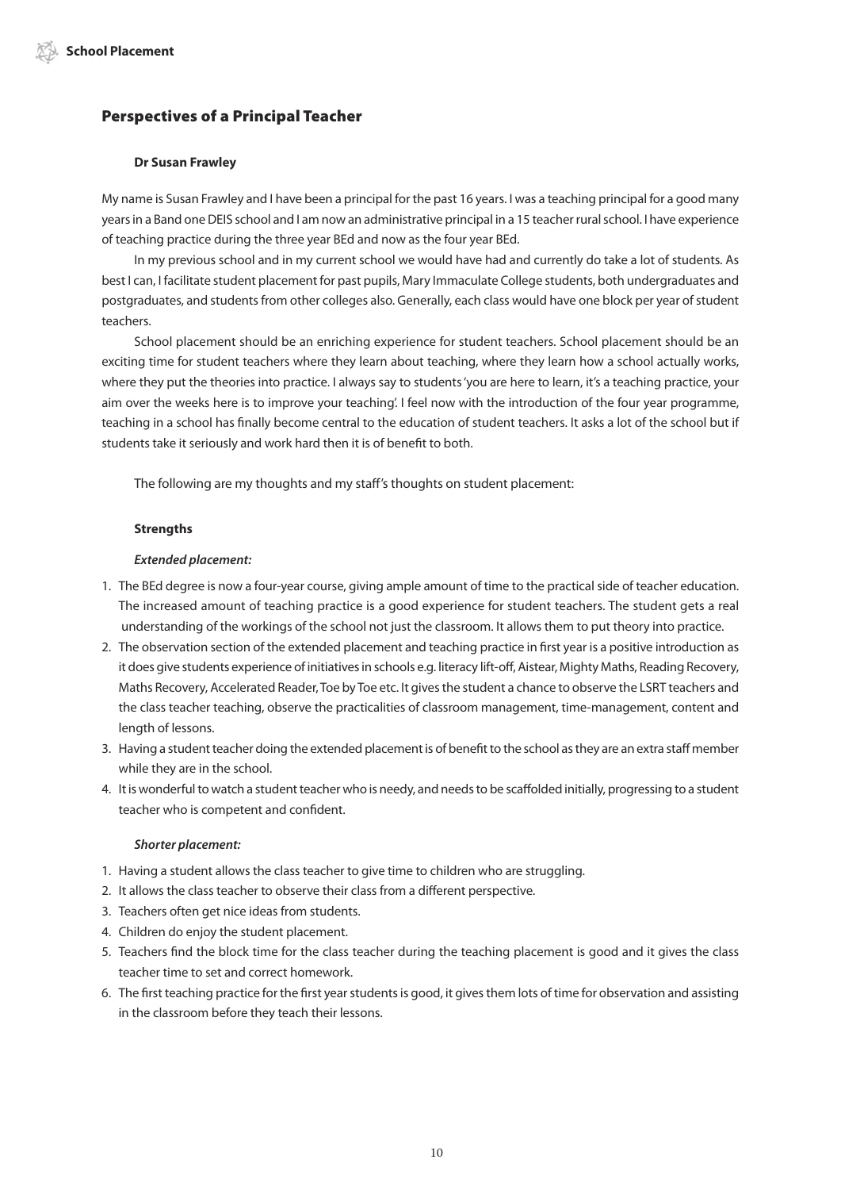## Perspectives of a Principal Teacher

**Dr Susan Frawley**

My name is Susan Frawley and I have been a principal for the past 16 years. I was a teaching principal for a good many years in a Band one DEIS school and I am now an administrative principal in a 15 teacher rural school. I have experience of teaching practice during the three year BEd and now as the four year BEd.

In my previous school and in my current school we would have had and currently do take a lot of students. As best I can, I facilitate student placement for past pupils, Mary Immaculate College students, both undergraduates and postgraduates, and students from other colleges also. Generally, each class would have one block per year of student teachers.

School placement should be an enriching experience for student teachers. School placement should be an exciting time for student teachers where they learn about teaching, where they learn how a school actually works, where they put the theories into practice. I always say to students 'you are here to learn, it's a teaching practice, your aim over the weeks here is to improve your teaching'. I feel now with the introduction of the four year programme, teaching in a school has finally become central to the education of student teachers. It asks a lot of the school but if students take it seriously and work hard then it is of benefit to both.

The following are my thoughts and my staff's thoughts on student placement:

**Strengths**

***Extended placement:***

1. The BEd degree is now a four-year course, giving ample amount of time to the practical side of teacher education. The increased amount of teaching practice is a good experience for student teachers. The student gets a real understanding of the workings of the school not just the classroom. It allows them to put theory into practice.
2. The observation section of the extended placement and teaching practice in first year is a positive introduction as it does give students experience of initiatives in schools e.g. literacy lift-off, Aistear, Mighty Maths, Reading Recovery, Maths Recovery, Accelerated Reader, Toe by Toe etc. It gives the student a chance to observe the LSRT teachers and the class teacher teaching, observe the practicalities of classroom management, time-management, content and length of lessons.
3. Having a student teacher doing the extended placement is of benefit to the school as they are an extra staff member while they are in the school.
4. It is wonderful to watch a student teacher who is needy, and needs to be scaffolded initially, progressing to a student teacher who is competent and confident.

***Shorter placement:***

1. Having a student allows the class teacher to give time to children who are struggling.
2. It allows the class teacher to observe their class from a different perspective.
3. Teachers often get nice ideas from students.
4. Children do enjoy the student placement.
5. Teachers find the block time for the class teacher during the teaching placement is good and it gives the class teacher time to set and correct homework.
6. The first teaching practice for the first year students is good, it gives them lots of time for observation and assisting in the classroom before they teach their lessons.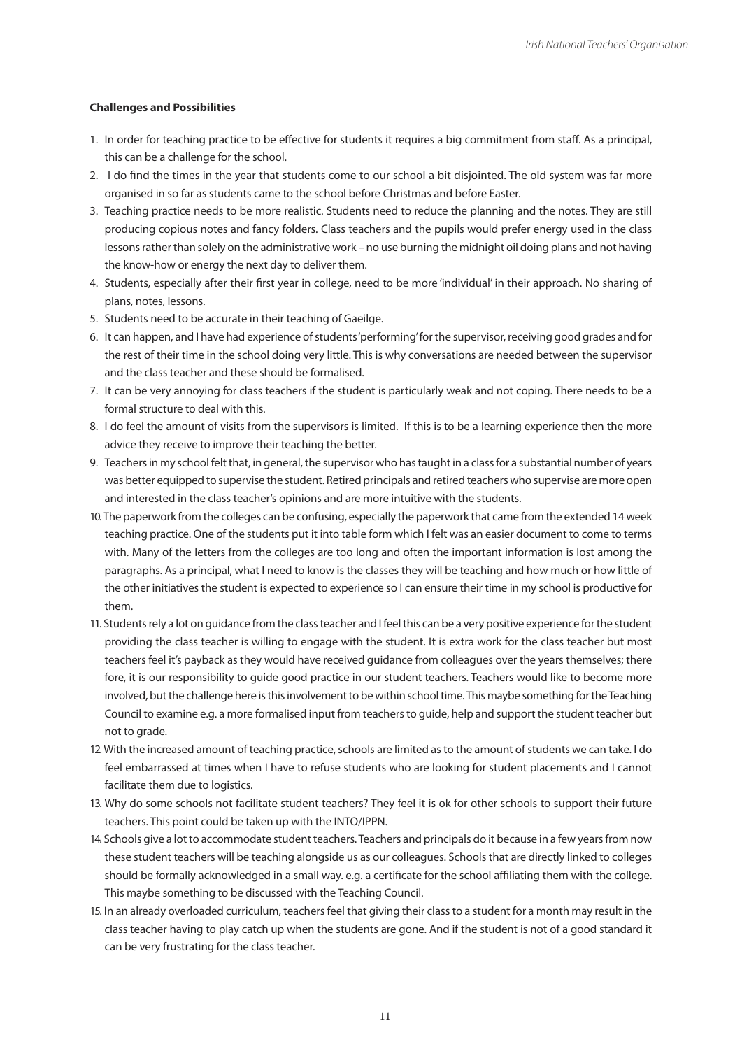**Challenges and Possibilities**

1. In order for teaching practice to be effective for students it requires a big commitment from staff. As a principal, this can be a challenge for the school.
2. I do find the times in the year that students come to our school a bit disjointed. The old system was far more organised in so far as students came to the school before Christmas and before Easter.
3. Teaching practice needs to be more realistic. Students need to reduce the planning and the notes. They are still producing copious notes and fancy folders. Class teachers and the pupils would prefer energy used in the class lessons rather than solely on the administrative work – no use burning the midnight oil doing plans and not having the know-how or energy the next day to deliver them.
4. Students, especially after their first year in college, need to be more 'individual' in their approach. No sharing of plans, notes, lessons.
5. Students need to be accurate in their teaching of Gaeilge.
6. It can happen, and I have had experience of students 'performing' for the supervisor, receiving good grades and for the rest of their time in the school doing very little. This is why conversations are needed between the supervisor and the class teacher and these should be formalised.
7. It can be very annoying for class teachers if the student is particularly weak and not coping. There needs to be a formal structure to deal with this.
8. I do feel the amount of visits from the supervisors is limited. If this is to be a learning experience then the more advice they receive to improve their teaching the better.
9. Teachers in my school felt that, in general, the supervisor who has taught in a class for a substantial number of years was better equipped to supervise the student. Retired principals and retired teachers who supervise are more open and interested in the class teacher's opinions and are more intuitive with the students.
10. The paperwork from the colleges can be confusing, especially the paperwork that came from the extended 14 week teaching practice. One of the students put it into table form which I felt was an easier document to come to terms with. Many of the letters from the colleges are too long and often the important information is lost among the paragraphs. As a principal, what I need to know is the classes they will be teaching and how much or how little of the other initiatives the student is expected to experience so I can ensure their time in my school is productive for them.
11. Students rely a lot on guidance from the class teacher and I feel this can be a very positive experience for the student providing the class teacher is willing to engage with the student. It is extra work for the class teacher but most teachers feel it's payback as they would have received guidance from colleagues over the years themselves; there fore, it is our responsibility to guide good practice in our student teachers. Teachers would like to become more involved, but the challenge here is this involvement to be within school time. This maybe something for the Teaching Council to examine e.g. a more formalised input from teachers to guide, help and support the student teacher but not to grade.
12. With the increased amount of teaching practice, schools are limited as to the amount of students we can take. I do feel embarrassed at times when I have to refuse students who are looking for student placements and I cannot facilitate them due to logistics.
13. Why do some schools not facilitate student teachers? They feel it is ok for other schools to support their future teachers. This point could be taken up with the INTO/IPPN.
14. Schools give a lot to accommodate student teachers. Teachers and principals do it because in a few years from now these student teachers will be teaching alongside us as our colleagues. Schools that are directly linked to colleges should be formally acknowledged in a small way. e.g. a certificate for the school affiliating them with the college. This maybe something to be discussed with the Teaching Council.
15. In an already overloaded curriculum, teachers feel that giving their class to a student for a month may result in the class teacher having to play catch up when the students are gone. And if the student is not of a good standard it can be very frustrating for the class teacher.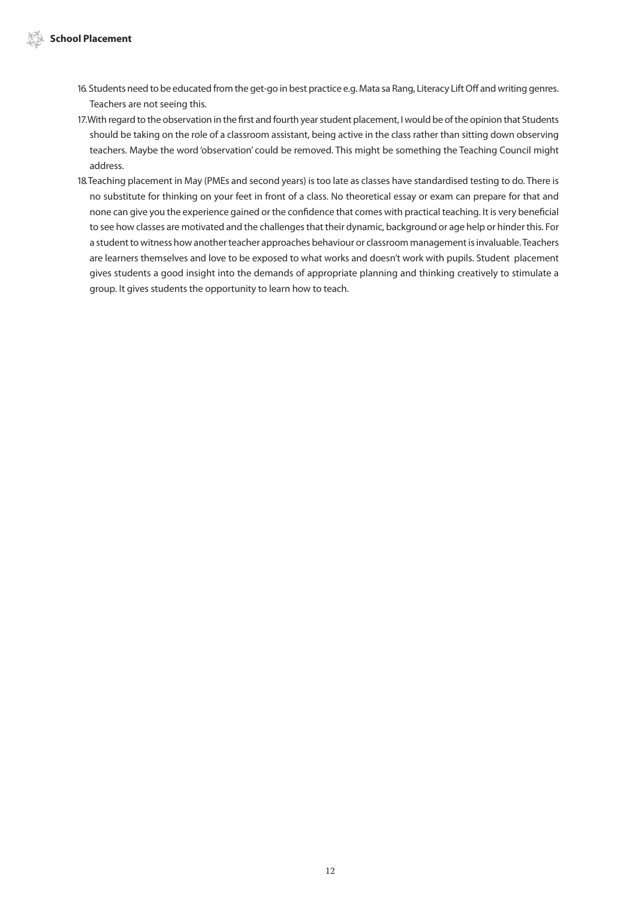16. Students need to be educated from the get-go in best practice e.g. Mata sa Rang, Literacy Lift Off and writing genres. Teachers are not seeing this.
17. With regard to the observation in the first and fourth year student placement, I would be of the opinion that Students should be taking on the role of a classroom assistant, being active in the class rather than sitting down observing teachers. Maybe the word 'observation' could be removed. This might be something the Teaching Council might address.
18. Teaching placement in May (PMEs and second years) is too late as classes have standardised testing to do. There is no substitute for thinking on your feet in front of a class. No theoretical essay or exam can prepare for that and none can give you the experience gained or the confidence that comes with practical teaching. It is very beneficial to see how classes are motivated and the challenges that their dynamic, background or age help or hinder this. For a student to witness how another teacher approaches behaviour or classroom management is invaluable. Teachers are learners themselves and love to be exposed to what works and doesn't work with pupils. Student placement gives students a good insight into the demands of appropriate planning and thinking creatively to stimulate a group. It gives students the opportunity to learn how to teach.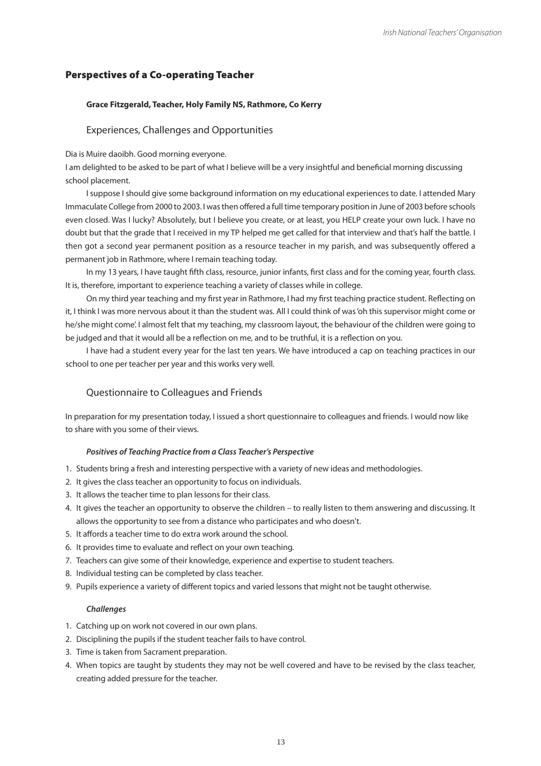## Perspectives of a Co-operating Teacher

**Grace Fitzgerald, Teacher, Holy Family NS, Rathmore, Co Kerry**

### Experiences, Challenges and Opportunities

Dia is Muire daoibh. Good morning everyone.

I am delighted to be asked to be part of what I believe will be a very insightful and beneficial morning discussing school placement.

I suppose I should give some background information on my educational experiences to date. I attended Mary Immaculate College from 2000 to 2003. I was then offered a full time temporary position in June of 2003 before schools even closed. Was I lucky? Absolutely, but I believe you create, or at least, you HELP create your own luck. I have no doubt but that the grade that I received in my TP helped me get called for that interview and that's half the battle. I then got a second year permanent position as a resource teacher in my parish, and was subsequently offered a permanent job in Rathmore, where I remain teaching today.

In my 13 years, I have taught fifth class, resource, junior infants, first class and for the coming year, fourth class. It is, therefore, important to experience teaching a variety of classes while in college.

On my third year teaching and my first year in Rathmore, I had my first teaching practice student. Reflecting on it, I think I was more nervous about it than the student was. All I could think of was 'oh this supervisor might come or he/she might come'. I almost felt that my teaching, my classroom layout, the behaviour of the children were going to be judged and that it would all be a reflection on me, and to be truthful, it is a reflection on you.

I have had a student every year for the last ten years. We have introduced a cap on teaching practices in our school to one per teacher per year and this works very well.

### Questionnaire to Colleagues and Friends

In preparation for my presentation today, I issued a short questionnaire to colleagues and friends. I would now like to share with you some of their views.

***Positives of Teaching Practice from a Class Teacher's Perspective***

1. Students bring a fresh and interesting perspective with a variety of new ideas and methodologies.
2. It gives the class teacher an opportunity to focus on individuals.
3. It allows the teacher time to plan lessons for their class.
4. It gives the teacher an opportunity to observe the children – to really listen to them answering and discussing. It allows the opportunity to see from a distance who participates and who doesn't.
5. It affords a teacher time to do extra work around the school.
6. It provides time to evaluate and reflect on your own teaching.
7. Teachers can give some of their knowledge, experience and expertise to student teachers.
8. Individual testing can be completed by class teacher.
9. Pupils experience a variety of different topics and varied lessons that might not be taught otherwise.

***Challenges***

1. Catching up on work not covered in our own plans.
2. Disciplining the pupils if the student teacher fails to have control.
3. Time is taken from Sacrament preparation.
4. When topics are taught by students they may not be well covered and have to be revised by the class teacher, creating added pressure for the teacher.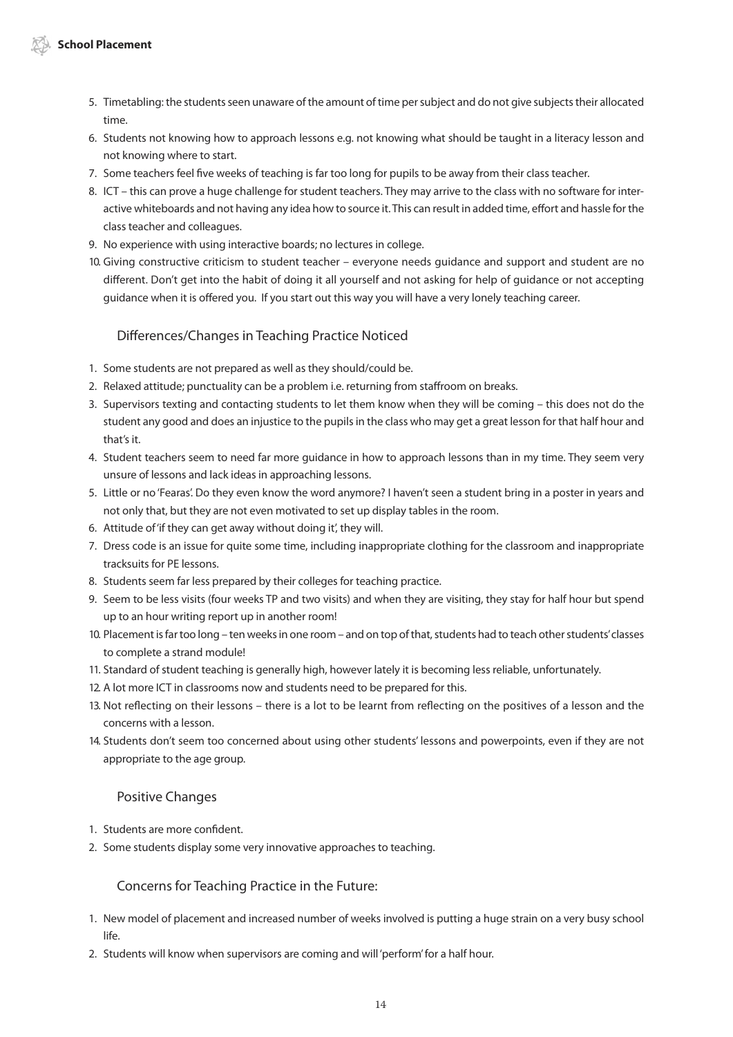5. Timetabling: the students seen unaware of the amount of time per subject and do not give subjects their allocated time.
6. Students not knowing how to approach lessons e.g. not knowing what should be taught in a literacy lesson and not knowing where to start.
7. Some teachers feel five weeks of teaching is far too long for pupils to be away from their class teacher.
8. ICT – this can prove a huge challenge for student teachers. They may arrive to the class with no software for interactive whiteboards and not having any idea how to source it. This can result in added time, effort and hassle for the class teacher and colleagues.
9. No experience with using interactive boards; no lectures in college.
10. Giving constructive criticism to student teacher – everyone needs guidance and support and student are no different. Don't get into the habit of doing it all yourself and not asking for help of guidance or not accepting guidance when it is offered you. If you start out this way you will have a very lonely teaching career.

### Differences/Changes in Teaching Practice Noticed

1. Some students are not prepared as well as they should/could be.
2. Relaxed attitude; punctuality can be a problem i.e. returning from staffroom on breaks.
3. Supervisors texting and contacting students to let them know when they will be coming – this does not do the student any good and does an injustice to the pupils in the class who may get a great lesson for that half hour and that's it.
4. Student teachers seem to need far more guidance in how to approach lessons than in my time. They seem very unsure of lessons and lack ideas in approaching lessons.
5. Little or no 'Fearas'. Do they even know the word anymore? I haven't seen a student bring in a poster in years and not only that, but they are not even motivated to set up display tables in the room.
6. Attitude of 'if they can get away without doing it', they will.
7. Dress code is an issue for quite some time, including inappropriate clothing for the classroom and inappropriate tracksuits for PE lessons.
8. Students seem far less prepared by their colleges for teaching practice.
9. Seem to be less visits (four weeks TP and two visits) and when they are visiting, they stay for half hour but spend up to an hour writing report up in another room!
10. Placement is far too long – ten weeks in one room – and on top of that, students had to teach other students' classes to complete a strand module!
11. Standard of student teaching is generally high, however lately it is becoming less reliable, unfortunately.
12. A lot more ICT in classrooms now and students need to be prepared for this.
13. Not reflecting on their lessons – there is a lot to be learnt from reflecting on the positives of a lesson and the concerns with a lesson.
14. Students don't seem too concerned about using other students' lessons and powerpoints, even if they are not appropriate to the age group.

### Positive Changes

1. Students are more confident.
2. Some students display some very innovative approaches to teaching.

### Concerns for Teaching Practice in the Future:

1. New model of placement and increased number of weeks involved is putting a huge strain on a very busy school life.
2. Students will know when supervisors are coming and will 'perform' for a half hour.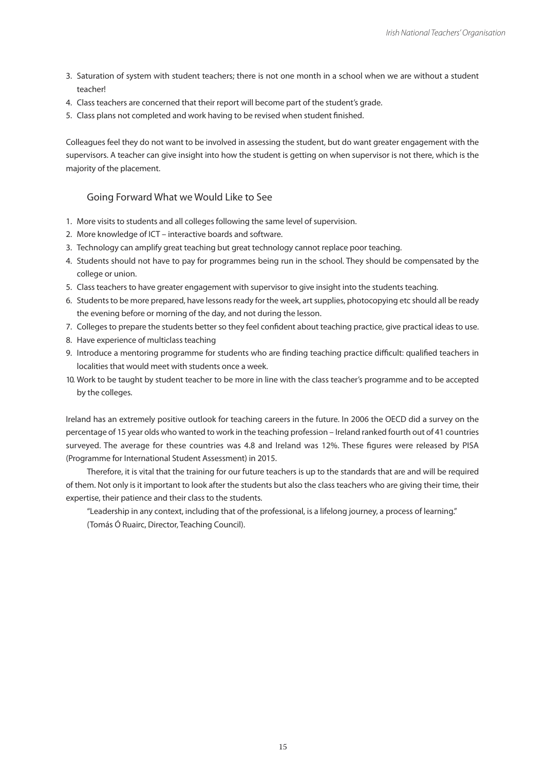3. Saturation of system with student teachers; there is not one month in a school when we are without a student teacher!
4. Class teachers are concerned that their report will become part of the student's grade.
5. Class plans not completed and work having to be revised when student finished.

Colleagues feel they do not want to be involved in assessing the student, but do want greater engagement with the supervisors. A teacher can give insight into how the student is getting on when supervisor is not there, which is the majority of the placement.

### Going Forward What we Would Like to See

1. More visits to students and all colleges following the same level of supervision.
2. More knowledge of ICT – interactive boards and software.
3. Technology can amplify great teaching but great technology cannot replace poor teaching.
4. Students should not have to pay for programmes being run in the school. They should be compensated by the college or union.
5. Class teachers to have greater engagement with supervisor to give insight into the students teaching.
6. Students to be more prepared, have lessons ready for the week, art supplies, photocopying etc should all be ready the evening before or morning of the day, and not during the lesson.
7. Colleges to prepare the students better so they feel confident about teaching practice, give practical ideas to use.
8. Have experience of multiclass teaching
9. Introduce a mentoring programme for students who are finding teaching practice difficult: qualified teachers in localities that would meet with students once a week.
10. Work to be taught by student teacher to be more in line with the class teacher's programme and to be accepted by the colleges.

Ireland has an extremely positive outlook for teaching careers in the future. In 2006 the OECD did a survey on the percentage of 15 year olds who wanted to work in the teaching profession – Ireland ranked fourth out of 41 countries surveyed. The average for these countries was 4.8 and Ireland was 12%. These figures were released by PISA (Programme for International Student Assessment) in 2015.

Therefore, it is vital that the training for our future teachers is up to the standards that are and will be required of them. Not only is it important to look after the students but also the class teachers who are giving their time, their expertise, their patience and their class to the students.

"Leadership in any context, including that of the professional, is a lifelong journey, a process of learning."
(Tomás Ó Ruairc, Director, Teaching Council).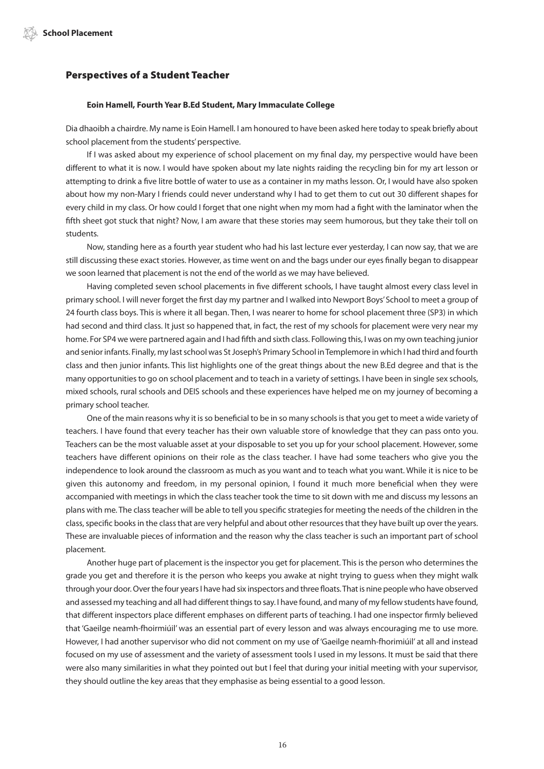## Perspectives of a Student Teacher

**Eoin Hamell, Fourth Year B.Ed Student, Mary Immaculate College**

Dia dhaoibh a chairdre. My name is Eoin Hamell. I am honoured to have been asked here today to speak briefly about school placement from the students' perspective.

If I was asked about my experience of school placement on my final day, my perspective would have been different to what it is now. I would have spoken about my late nights raiding the recycling bin for my art lesson or attempting to drink a five litre bottle of water to use as a container in my maths lesson. Or, I would have also spoken about how my non-Mary I friends could never understand why I had to get them to cut out 30 different shapes for every child in my class. Or how could I forget that one night when my mom had a fight with the laminator when the fifth sheet got stuck that night? Now, I am aware that these stories may seem humorous, but they take their toll on students.

Now, standing here as a fourth year student who had his last lecture ever yesterday, I can now say, that we are still discussing these exact stories. However, as time went on and the bags under our eyes finally began to disappear we soon learned that placement is not the end of the world as we may have believed.

Having completed seven school placements in five different schools, I have taught almost every class level in primary school. I will never forget the first day my partner and I walked into Newport Boys' School to meet a group of 24 fourth class boys. This is where it all began. Then, I was nearer to home for school placement three (SP3) in which had second and third class. It just so happened that, in fact, the rest of my schools for placement were very near my home. For SP4 we were partnered again and I had fifth and sixth class. Following this, I was on my own teaching junior and senior infants. Finally, my last school was St Joseph's Primary School in Templemore in which I had third and fourth class and then junior infants. This list highlights one of the great things about the new B.Ed degree and that is the many opportunities to go on school placement and to teach in a variety of settings. I have been in single sex schools, mixed schools, rural schools and DEIS schools and these experiences have helped me on my journey of becoming a primary school teacher.

One of the main reasons why it is so beneficial to be in so many schools is that you get to meet a wide variety of teachers. I have found that every teacher has their own valuable store of knowledge that they can pass onto you. Teachers can be the most valuable asset at your disposable to set you up for your school placement. However, some teachers have different opinions on their role as the class teacher. I have had some teachers who give you the independence to look around the classroom as much as you want and to teach what you want. While it is nice to be given this autonomy and freedom, in my personal opinion, I found it much more beneficial when they were accompanied with meetings in which the class teacher took the time to sit down with me and discuss my lessons an plans with me. The class teacher will be able to tell you specific strategies for meeting the needs of the children in the class, specific books in the class that are very helpful and about other resources that they have built up over the years. These are invaluable pieces of information and the reason why the class teacher is such an important part of school placement.

Another huge part of placement is the inspector you get for placement. This is the person who determines the grade you get and therefore it is the person who keeps you awake at night trying to guess when they might walk through your door. Over the four years I have had six inspectors and three floats. That is nine people who have observed and assessed my teaching and all had different things to say. I have found, and many of my fellow students have found, that different inspectors place different emphases on different parts of teaching. I had one inspector firmly believed that 'Gaeilge neamh-fhoirmiúil' was an essential part of every lesson and was always encouraging me to use more. However, I had another supervisor who did not comment on my use of 'Gaeilge neamh-fhorimiúil' at all and instead focused on my use of assessment and the variety of assessment tools I used in my lessons. It must be said that there were also many similarities in what they pointed out but I feel that during your initial meeting with your supervisor, they should outline the key areas that they emphasise as being essential to a good lesson.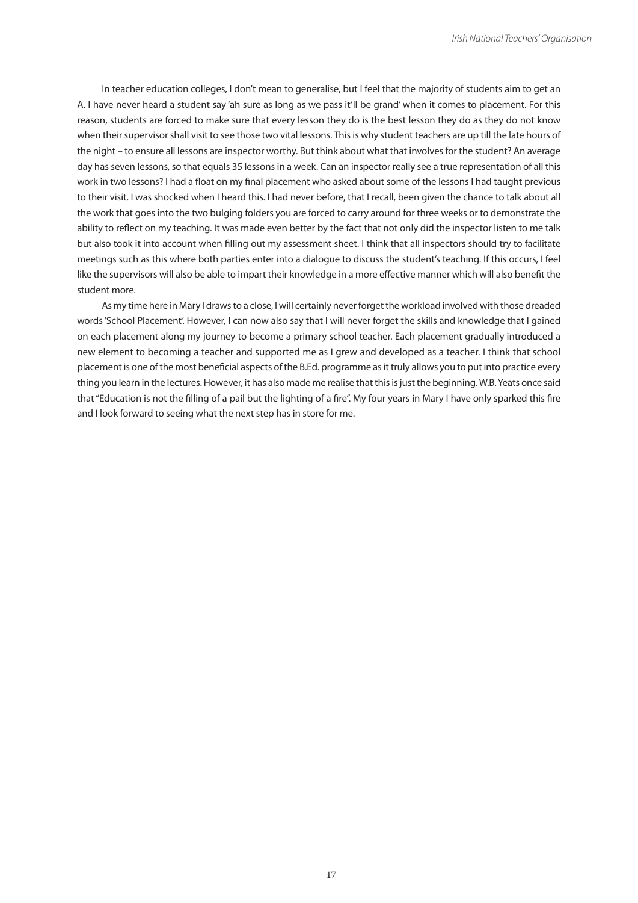In teacher education colleges, I don't mean to generalise, but I feel that the majority of students aim to get an A. I have never heard a student say 'ah sure as long as we pass it'll be grand' when it comes to placement. For this reason, students are forced to make sure that every lesson they do is the best lesson they do as they do not know when their supervisor shall visit to see those two vital lessons. This is why student teachers are up till the late hours of the night – to ensure all lessons are inspector worthy. But think about what that involves for the student? An average day has seven lessons, so that equals 35 lessons in a week. Can an inspector really see a true representation of all this work in two lessons? I had a float on my final placement who asked about some of the lessons I had taught previous to their visit. I was shocked when I heard this. I had never before, that I recall, been given the chance to talk about all the work that goes into the two bulging folders you are forced to carry around for three weeks or to demonstrate the ability to reflect on my teaching. It was made even better by the fact that not only did the inspector listen to me talk but also took it into account when filling out my assessment sheet. I think that all inspectors should try to facilitate meetings such as this where both parties enter into a dialogue to discuss the student's teaching. If this occurs, I feel like the supervisors will also be able to impart their knowledge in a more effective manner which will also benefit the student more.

As my time here in Mary I draws to a close, I will certainly never forget the workload involved with those dreaded words 'School Placement'. However, I can now also say that I will never forget the skills and knowledge that I gained on each placement along my journey to become a primary school teacher. Each placement gradually introduced a new element to becoming a teacher and supported me as I grew and developed as a teacher. I think that school placement is one of the most beneficial aspects of the B.Ed. programme as it truly allows you to put into practice every thing you learn in the lectures. However, it has also made me realise that this is just the beginning. W.B. Yeats once said that "Education is not the filling of a pail but the lighting of a fire". My four years in Mary I have only sparked this fire and I look forward to seeing what the next step has in store for me.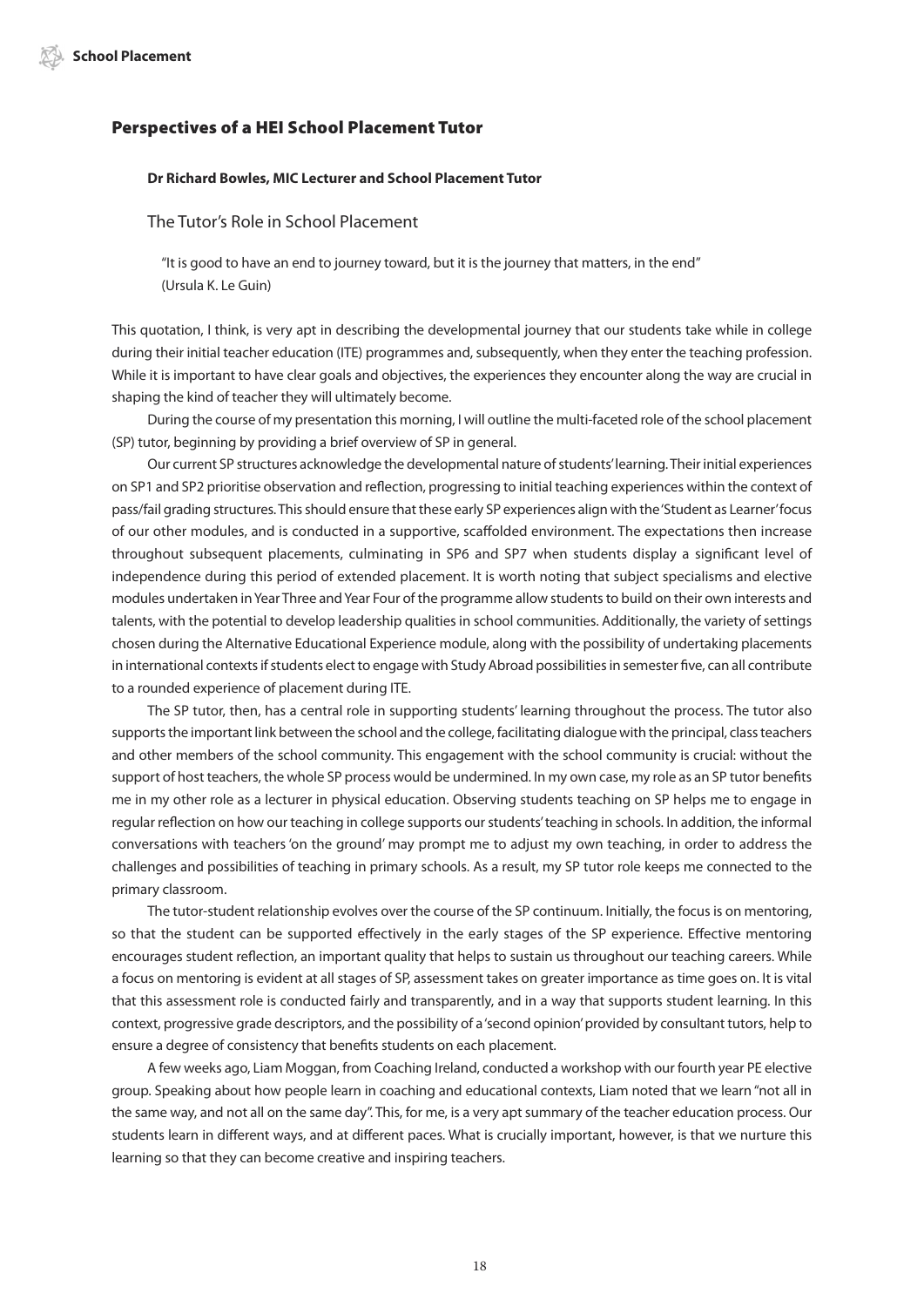## Perspectives of a HEI School Placement Tutor

**Dr Richard Bowles, MIC Lecturer and School Placement Tutor**

### The Tutor's Role in School Placement

> "It is good to have an end to journey toward, but it is the journey that matters, in the end"
> (Ursula K. Le Guin)

This quotation, I think, is very apt in describing the developmental journey that our students take while in college during their initial teacher education (ITE) programmes and, subsequently, when they enter the teaching profession. While it is important to have clear goals and objectives, the experiences they encounter along the way are crucial in shaping the kind of teacher they will ultimately become.

During the course of my presentation this morning, I will outline the multi-faceted role of the school placement (SP) tutor, beginning by providing a brief overview of SP in general.

Our current SP structures acknowledge the developmental nature of students' learning. Their initial experiences on SP1 and SP2 prioritise observation and reflection, progressing to initial teaching experiences within the context of pass/fail grading structures. This should ensure that these early SP experiences align with the 'Student as Learner' focus of our other modules, and is conducted in a supportive, scaffolded environment. The expectations then increase throughout subsequent placements, culminating in SP6 and SP7 when students display a significant level of independence during this period of extended placement. It is worth noting that subject specialisms and elective modules undertaken in Year Three and Year Four of the programme allow students to build on their own interests and talents, with the potential to develop leadership qualities in school communities. Additionally, the variety of settings chosen during the Alternative Educational Experience module, along with the possibility of undertaking placements in international contexts if students elect to engage with Study Abroad possibilities in semester five, can all contribute to a rounded experience of placement during ITE.

The SP tutor, then, has a central role in supporting students' learning throughout the process. The tutor also supports the important link between the school and the college, facilitating dialogue with the principal, class teachers and other members of the school community. This engagement with the school community is crucial: without the support of host teachers, the whole SP process would be undermined. In my own case, my role as an SP tutor benefits me in my other role as a lecturer in physical education. Observing students teaching on SP helps me to engage in regular reflection on how our teaching in college supports our students' teaching in schools. In addition, the informal conversations with teachers 'on the ground' may prompt me to adjust my own teaching, in order to address the challenges and possibilities of teaching in primary schools. As a result, my SP tutor role keeps me connected to the primary classroom.

The tutor-student relationship evolves over the course of the SP continuum. Initially, the focus is on mentoring, so that the student can be supported effectively in the early stages of the SP experience. Effective mentoring encourages student reflection, an important quality that helps to sustain us throughout our teaching careers. While a focus on mentoring is evident at all stages of SP, assessment takes on greater importance as time goes on. It is vital that this assessment role is conducted fairly and transparently, and in a way that supports student learning. In this context, progressive grade descriptors, and the possibility of a 'second opinion' provided by consultant tutors, help to ensure a degree of consistency that benefits students on each placement.

A few weeks ago, Liam Moggan, from Coaching Ireland, conducted a workshop with our fourth year PE elective group. Speaking about how people learn in coaching and educational contexts, Liam noted that we learn "not all in the same way, and not all on the same day". This, for me, is a very apt summary of the teacher education process. Our students learn in different ways, and at different paces. What is crucially important, however, is that we nurture this learning so that they can become creative and inspiring teachers.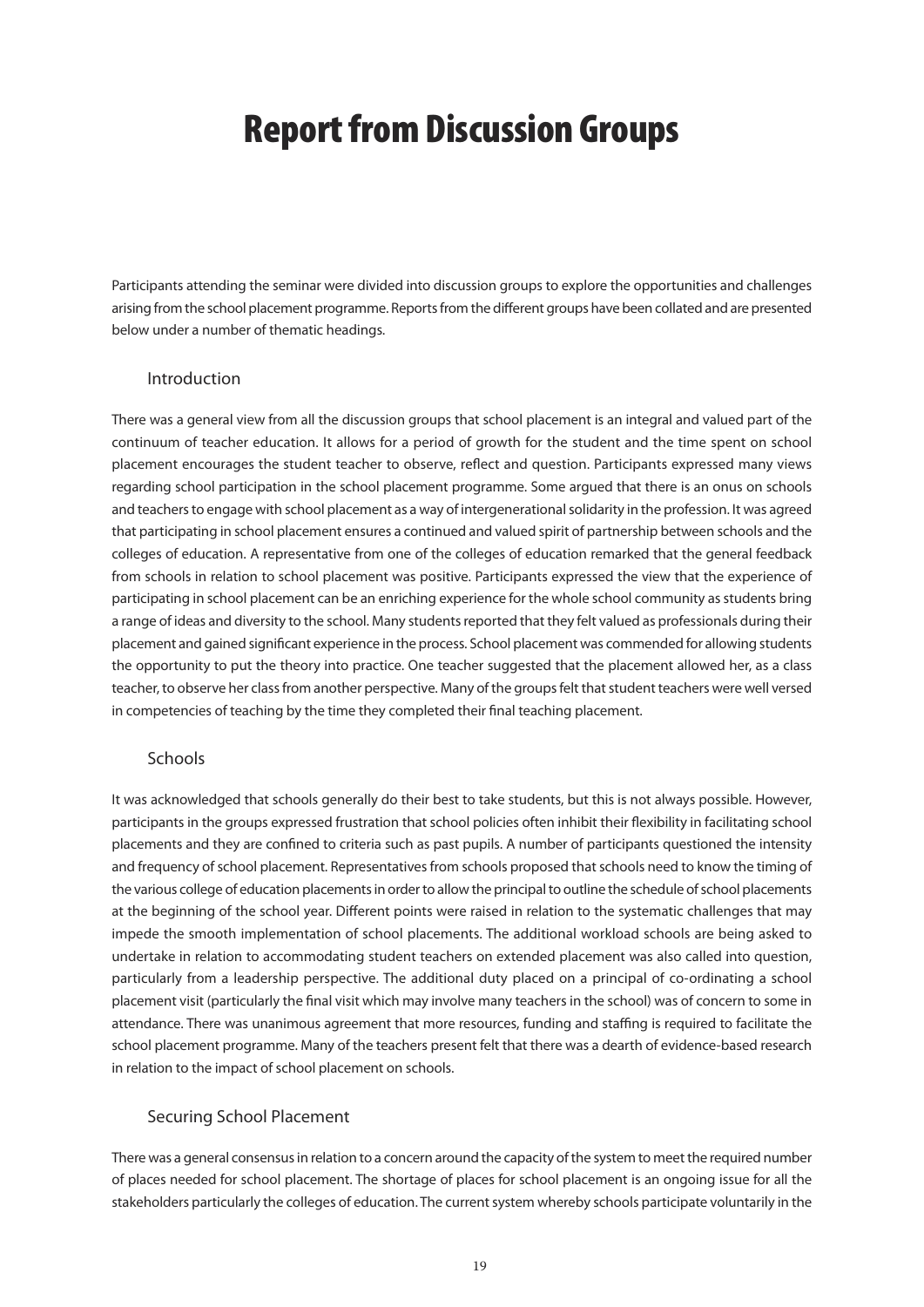# Report from Discussion Groups

Participants attending the seminar were divided into discussion groups to explore the opportunities and challenges arising from the school placement programme. Reports from the different groups have been collated and are presented below under a number of thematic headings.

## Introduction

There was a general view from all the discussion groups that school placement is an integral and valued part of the continuum of teacher education. It allows for a period of growth for the student and the time spent on school placement encourages the student teacher to observe, reflect and question. Participants expressed many views regarding school participation in the school placement programme. Some argued that there is an onus on schools and teachers to engage with school placement as a way of intergenerational solidarity in the profession. It was agreed that participating in school placement ensures a continued and valued spirit of partnership between schools and the colleges of education. A representative from one of the colleges of education remarked that the general feedback from schools in relation to school placement was positive. Participants expressed the view that the experience of participating in school placement can be an enriching experience for the whole school community as students bring a range of ideas and diversity to the school. Many students reported that they felt valued as professionals during their placement and gained significant experience in the process. School placement was commended for allowing students the opportunity to put the theory into practice. One teacher suggested that the placement allowed her, as a class teacher, to observe her class from another perspective. Many of the groups felt that student teachers were well versed in competencies of teaching by the time they completed their final teaching placement.

## Schools

It was acknowledged that schools generally do their best to take students, but this is not always possible. However, participants in the groups expressed frustration that school policies often inhibit their flexibility in facilitating school placements and they are confined to criteria such as past pupils. A number of participants questioned the intensity and frequency of school placement. Representatives from schools proposed that schools need to know the timing of the various college of education placements in order to allow the principal to outline the schedule of school placements at the beginning of the school year. Different points were raised in relation to the systematic challenges that may impede the smooth implementation of school placements. The additional workload schools are being asked to undertake in relation to accommodating student teachers on extended placement was also called into question, particularly from a leadership perspective. The additional duty placed on a principal of co-ordinating a school placement visit (particularly the final visit which may involve many teachers in the school) was of concern to some in attendance. There was unanimous agreement that more resources, funding and staffing is required to facilitate the school placement programme. Many of the teachers present felt that there was a dearth of evidence-based research in relation to the impact of school placement on schools.

## Securing School Placement

There was a general consensus in relation to a concern around the capacity of the system to meet the required number of places needed for school placement. The shortage of places for school placement is an ongoing issue for all the stakeholders particularly the colleges of education. The current system whereby schools participate voluntarily in the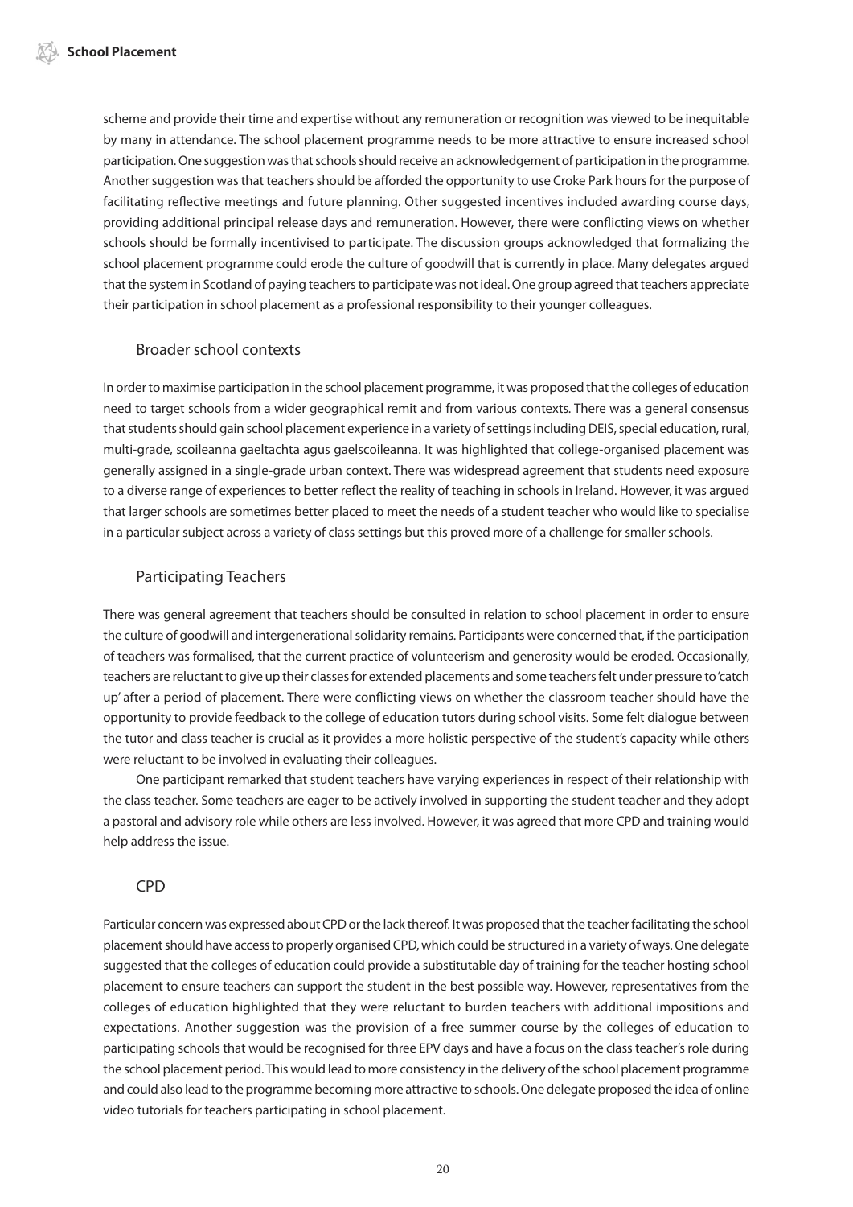scheme and provide their time and expertise without any remuneration or recognition was viewed to be inequitable by many in attendance. The school placement programme needs to be more attractive to ensure increased school participation. One suggestion was that schools should receive an acknowledgement of participation in the programme. Another suggestion was that teachers should be afforded the opportunity to use Croke Park hours for the purpose of facilitating reflective meetings and future planning. Other suggested incentives included awarding course days, providing additional principal release days and remuneration. However, there were conflicting views on whether schools should be formally incentivised to participate. The discussion groups acknowledged that formalizing the school placement programme could erode the culture of goodwill that is currently in place. Many delegates argued that the system in Scotland of paying teachers to participate was not ideal. One group agreed that teachers appreciate their participation in school placement as a professional responsibility to their younger colleagues.

### Broader school contexts

In order to maximise participation in the school placement programme, it was proposed that the colleges of education need to target schools from a wider geographical remit and from various contexts. There was a general consensus that students should gain school placement experience in a variety of settings including DEIS, special education, rural, multi-grade, scoileanna gaeltachta agus gaelscoileanna. It was highlighted that college-organised placement was generally assigned in a single-grade urban context. There was widespread agreement that students need exposure to a diverse range of experiences to better reflect the reality of teaching in schools in Ireland. However, it was argued that larger schools are sometimes better placed to meet the needs of a student teacher who would like to specialise in a particular subject across a variety of class settings but this proved more of a challenge for smaller schools.

### Participating Teachers

There was general agreement that teachers should be consulted in relation to school placement in order to ensure the culture of goodwill and intergenerational solidarity remains. Participants were concerned that, if the participation of teachers was formalised, that the current practice of volunteerism and generosity would be eroded. Occasionally, teachers are reluctant to give up their classes for extended placements and some teachers felt under pressure to 'catch up' after a period of placement. There were conflicting views on whether the classroom teacher should have the opportunity to provide feedback to the college of education tutors during school visits. Some felt dialogue between the tutor and class teacher is crucial as it provides a more holistic perspective of the student's capacity while others were reluctant to be involved in evaluating their colleagues.

One participant remarked that student teachers have varying experiences in respect of their relationship with the class teacher. Some teachers are eager to be actively involved in supporting the student teacher and they adopt a pastoral and advisory role while others are less involved. However, it was agreed that more CPD and training would help address the issue.

### CPD

Particular concern was expressed about CPD or the lack thereof. It was proposed that the teacher facilitating the school placement should have access to properly organised CPD, which could be structured in a variety of ways. One delegate suggested that the colleges of education could provide a substitutable day of training for the teacher hosting school placement to ensure teachers can support the student in the best possible way. However, representatives from the colleges of education highlighted that they were reluctant to burden teachers with additional impositions and expectations. Another suggestion was the provision of a free summer course by the colleges of education to participating schools that would be recognised for three EPV days and have a focus on the class teacher's role during the school placement period. This would lead to more consistency in the delivery of the school placement programme and could also lead to the programme becoming more attractive to schools. One delegate proposed the idea of online video tutorials for teachers participating in school placement.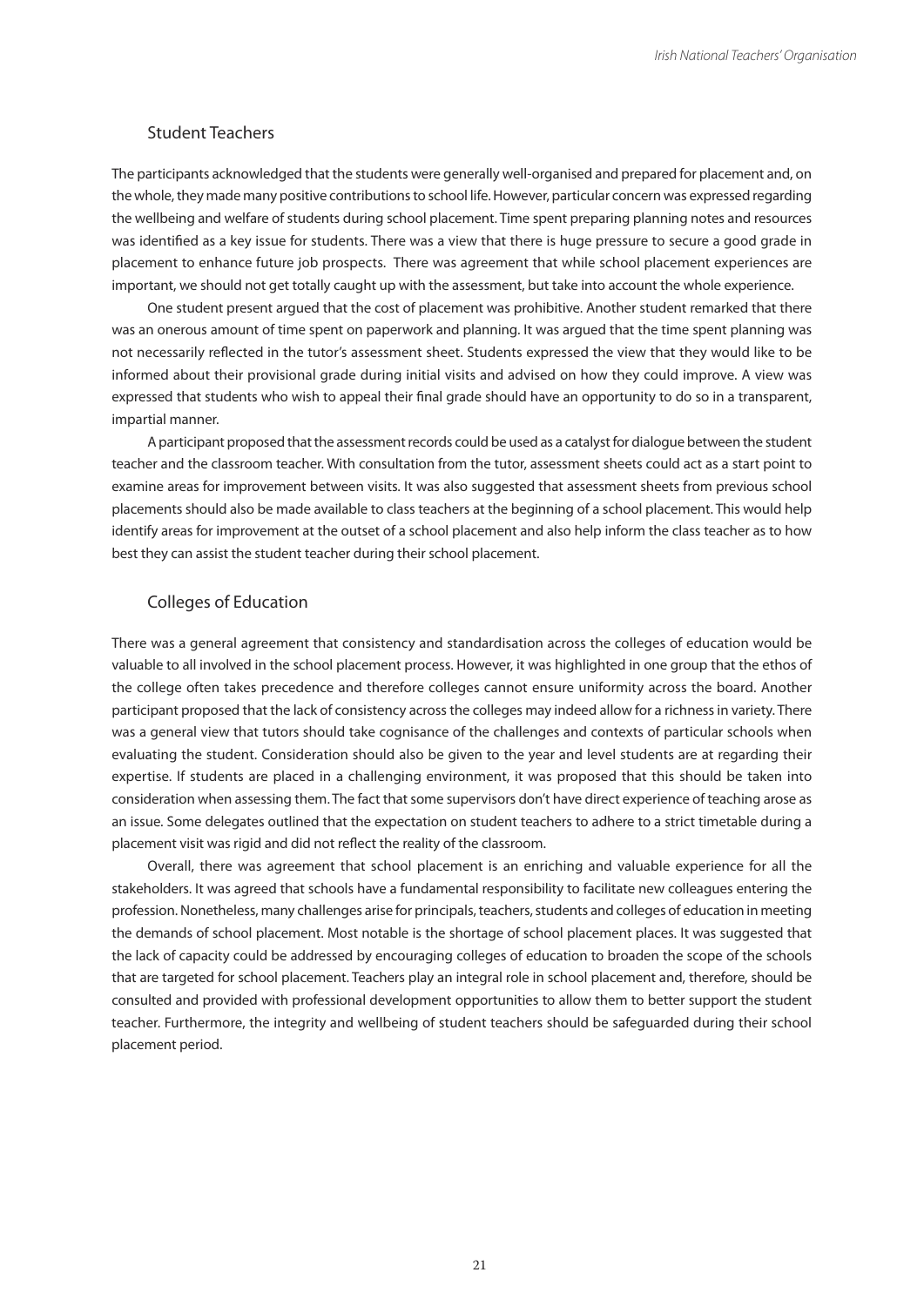## Student Teachers

The participants acknowledged that the students were generally well-organised and prepared for placement and, on the whole, they made many positive contributions to school life. However, particular concern was expressed regarding the wellbeing and welfare of students during school placement. Time spent preparing planning notes and resources was identified as a key issue for students. There was a view that there is huge pressure to secure a good grade in placement to enhance future job prospects. There was agreement that while school placement experiences are important, we should not get totally caught up with the assessment, but take into account the whole experience.

One student present argued that the cost of placement was prohibitive. Another student remarked that there was an onerous amount of time spent on paperwork and planning. It was argued that the time spent planning was not necessarily reflected in the tutor's assessment sheet. Students expressed the view that they would like to be informed about their provisional grade during initial visits and advised on how they could improve. A view was expressed that students who wish to appeal their final grade should have an opportunity to do so in a transparent, impartial manner.

A participant proposed that the assessment records could be used as a catalyst for dialogue between the student teacher and the classroom teacher. With consultation from the tutor, assessment sheets could act as a start point to examine areas for improvement between visits. It was also suggested that assessment sheets from previous school placements should also be made available to class teachers at the beginning of a school placement. This would help identify areas for improvement at the outset of a school placement and also help inform the class teacher as to how best they can assist the student teacher during their school placement.

## Colleges of Education

There was a general agreement that consistency and standardisation across the colleges of education would be valuable to all involved in the school placement process. However, it was highlighted in one group that the ethos of the college often takes precedence and therefore colleges cannot ensure uniformity across the board. Another participant proposed that the lack of consistency across the colleges may indeed allow for a richness in variety. There was a general view that tutors should take cognisance of the challenges and contexts of particular schools when evaluating the student. Consideration should also be given to the year and level students are at regarding their expertise. If students are placed in a challenging environment, it was proposed that this should be taken into consideration when assessing them. The fact that some supervisors don't have direct experience of teaching arose as an issue. Some delegates outlined that the expectation on student teachers to adhere to a strict timetable during a placement visit was rigid and did not reflect the reality of the classroom.

Overall, there was agreement that school placement is an enriching and valuable experience for all the stakeholders. It was agreed that schools have a fundamental responsibility to facilitate new colleagues entering the profession. Nonetheless, many challenges arise for principals, teachers, students and colleges of education in meeting the demands of school placement. Most notable is the shortage of school placement places. It was suggested that the lack of capacity could be addressed by encouraging colleges of education to broaden the scope of the schools that are targeted for school placement. Teachers play an integral role in school placement and, therefore, should be consulted and provided with professional development opportunities to allow them to better support the student teacher. Furthermore, the integrity and wellbeing of student teachers should be safeguarded during their school placement period.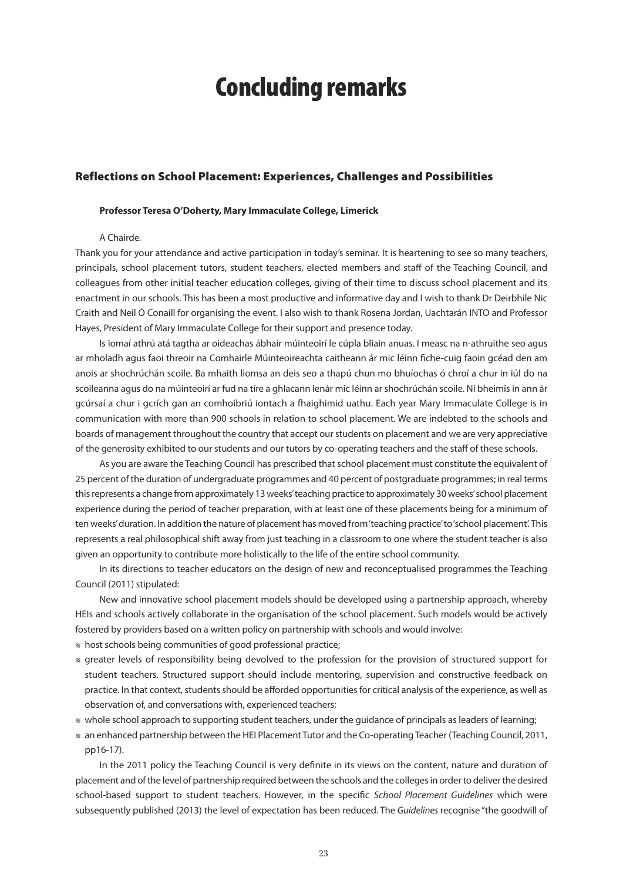# Concluding remarks

## Reflections on School Placement: Experiences, Challenges and Possibilities

**Professor Teresa O'Doherty, Mary Immaculate College, Limerick**

A Chairde.

Thank you for your attendance and active participation in today's seminar. It is heartening to see so many teachers, principals, school placement tutors, student teachers, elected members and staff of the Teaching Council, and colleagues from other initial teacher education colleges, giving of their time to discuss school placement and its enactment in our schools. This has been a most productive and informative day and I wish to thank Dr Deirbhile Nic Craith and Neil Ó Conaill for organising the event. I also wish to thank Rosena Jordan, Uachtarán INTO and Professor Hayes, President of Mary Immaculate College for their support and presence today.

Is iomaí athrú atá tagtha ar oideachas ábhair múinteoirí le cúpla bliain anuas. I measc na n-athruithe seo agus ar mholadh agus faoi threoir na Comhairle Múinteoireachta caitheann ár mic léinn fiche-cuig faoin gcéad den am anois ar shochrúchán scoile. Ba mhaith liomsa an deis seo a thapú chun mo bhuíochas ó chroí a chur in iúl do na scoileanna agus do na múinteoirí ar fud na tíre a ghlacann lenár mic léinn ar shochrúchán scoile. Ní bheimis in ann ár gcúrsaí a chur i gcrích gan an comhoibriú iontach a fhaighimid uathu. Each year Mary Immaculate College is in communication with more than 900 schools in relation to school placement. We are indebted to the schools and boards of management throughout the country that accept our students on placement and we are very appreciative of the generosity exhibited to our students and our tutors by co-operating teachers and the staff of these schools.

As you are aware the Teaching Council has prescribed that school placement must constitute the equivalent of 25 percent of the duration of undergraduate programmes and 40 percent of postgraduate programmes; in real terms this represents a change from approximately 13 weeks' teaching practice to approximately 30 weeks' school placement experience during the period of teacher preparation, with at least one of these placements being for a minimum of ten weeks' duration. In addition the nature of placement has moved from 'teaching practice' to 'school placement'. This represents a real philosophical shift away from just teaching in a classroom to one where the student teacher is also given an opportunity to contribute more holistically to the life of the entire school community.

In its directions to teacher educators on the design of new and reconceptualised programmes the Teaching Council (2011) stipulated:

New and innovative school placement models should be developed using a partnership approach, whereby HEIs and schools actively collaborate in the organisation of the school placement. Such models would be actively fostered by providers based on a written policy on partnership with schools and would involve:

- host schools being communities of good professional practice;
- greater levels of responsibility being devolved to the profession for the provision of structured support for student teachers. Structured support should include mentoring, supervision and constructive feedback on practice. In that context, students should be afforded opportunities for critical analysis of the experience, as well as observation of, and conversations with, experienced teachers;
- whole school approach to supporting student teachers, under the guidance of principals as leaders of learning;
- an enhanced partnership between the HEI Placement Tutor and the Co-operating Teacher (Teaching Council, 2011, pp16-17).

In the 2011 policy the Teaching Council is very definite in its views on the content, nature and duration of placement and of the level of partnership required between the schools and the colleges in order to deliver the desired school-based support to student teachers. However, in the specific *School Placement Guidelines* which were subsequently published (2013) the level of expectation has been reduced. The *Guidelines* recognise "the goodwill of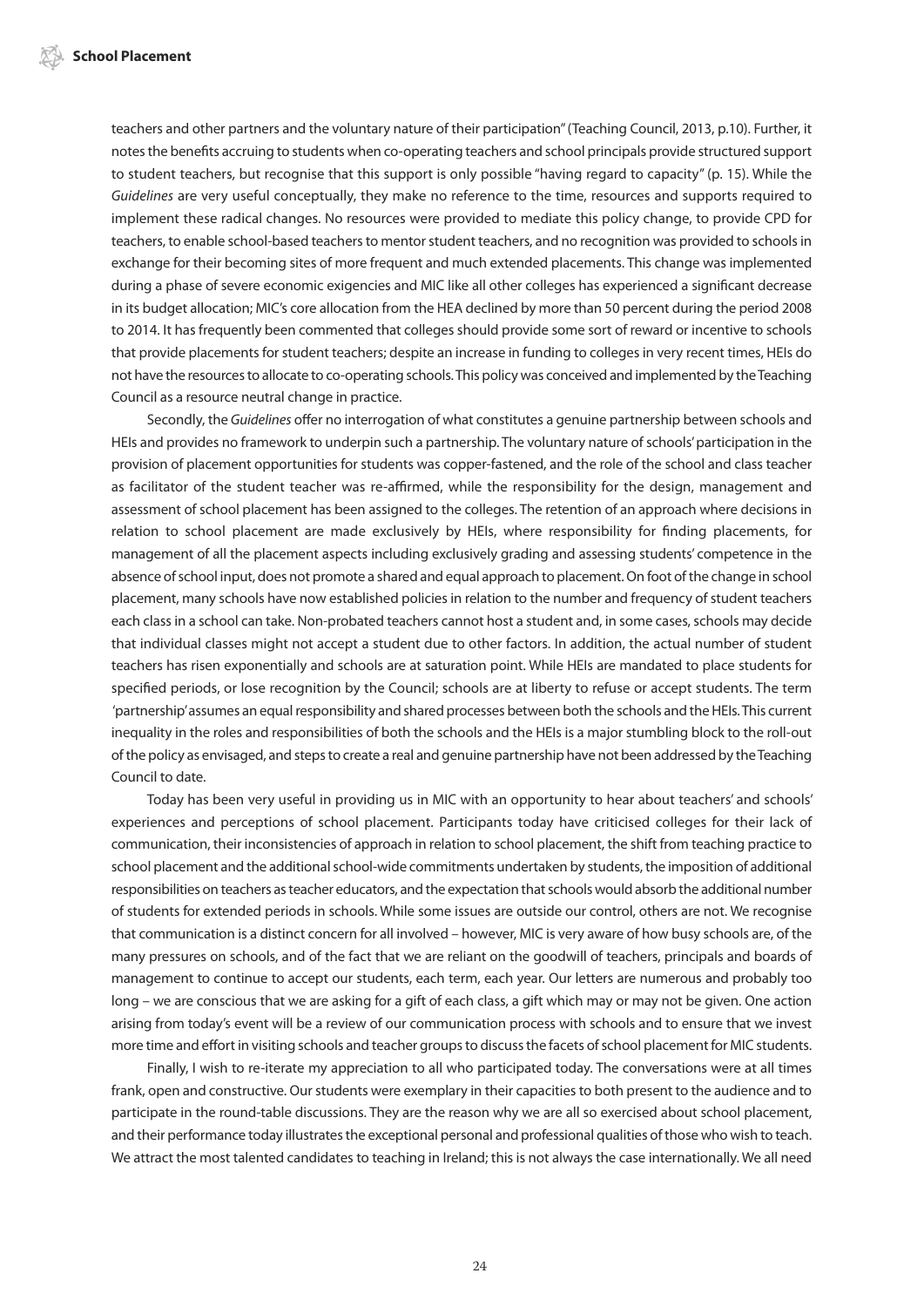teachers and other partners and the voluntary nature of their participation" (Teaching Council, 2013, p.10). Further, it notes the benefits accruing to students when co-operating teachers and school principals provide structured support to student teachers, but recognise that this support is only possible "having regard to capacity" (p. 15). While the *Guidelines* are very useful conceptually, they make no reference to the time, resources and supports required to implement these radical changes. No resources were provided to mediate this policy change, to provide CPD for teachers, to enable school-based teachers to mentor student teachers, and no recognition was provided to schools in exchange for their becoming sites of more frequent and much extended placements. This change was implemented during a phase of severe economic exigencies and MIC like all other colleges has experienced a significant decrease in its budget allocation; MIC's core allocation from the HEA declined by more than 50 percent during the period 2008 to 2014. It has frequently been commented that colleges should provide some sort of reward or incentive to schools that provide placements for student teachers; despite an increase in funding to colleges in very recent times, HEIs do not have the resources to allocate to co-operating schools. This policy was conceived and implemented by the Teaching Council as a resource neutral change in practice.

Secondly, the *Guidelines* offer no interrogation of what constitutes a genuine partnership between schools and HEIs and provides no framework to underpin such a partnership. The voluntary nature of schools' participation in the provision of placement opportunities for students was copper-fastened, and the role of the school and class teacher as facilitator of the student teacher was re-affirmed, while the responsibility for the design, management and assessment of school placement has been assigned to the colleges. The retention of an approach where decisions in relation to school placement are made exclusively by HEIs, where responsibility for finding placements, for management of all the placement aspects including exclusively grading and assessing students' competence in the absence of school input, does not promote a shared and equal approach to placement. On foot of the change in school placement, many schools have now established policies in relation to the number and frequency of student teachers each class in a school can take. Non-probated teachers cannot host a student and, in some cases, schools may decide that individual classes might not accept a student due to other factors. In addition, the actual number of student teachers has risen exponentially and schools are at saturation point. While HEIs are mandated to place students for specified periods, or lose recognition by the Council; schools are at liberty to refuse or accept students. The term 'partnership' assumes an equal responsibility and shared processes between both the schools and the HEIs. This current inequality in the roles and responsibilities of both the schools and the HEIs is a major stumbling block to the roll-out of the policy as envisaged, and steps to create a real and genuine partnership have not been addressed by the Teaching Council to date.

Today has been very useful in providing us in MIC with an opportunity to hear about teachers' and schools' experiences and perceptions of school placement. Participants today have criticised colleges for their lack of communication, their inconsistencies of approach in relation to school placement, the shift from teaching practice to school placement and the additional school-wide commitments undertaken by students, the imposition of additional responsibilities on teachers as teacher educators, and the expectation that schools would absorb the additional number of students for extended periods in schools. While some issues are outside our control, others are not. We recognise that communication is a distinct concern for all involved – however, MIC is very aware of how busy schools are, of the many pressures on schools, and of the fact that we are reliant on the goodwill of teachers, principals and boards of management to continue to accept our students, each term, each year. Our letters are numerous and probably too long – we are conscious that we are asking for a gift of each class, a gift which may or may not be given. One action arising from today's event will be a review of our communication process with schools and to ensure that we invest more time and effort in visiting schools and teacher groups to discuss the facets of school placement for MIC students.

Finally, I wish to re-iterate my appreciation to all who participated today. The conversations were at all times frank, open and constructive. Our students were exemplary in their capacities to both present to the audience and to participate in the round-table discussions. They are the reason why we are all so exercised about school placement, and their performance today illustrates the exceptional personal and professional qualities of those who wish to teach. We attract the most talented candidates to teaching in Ireland; this is not always the case internationally. We all need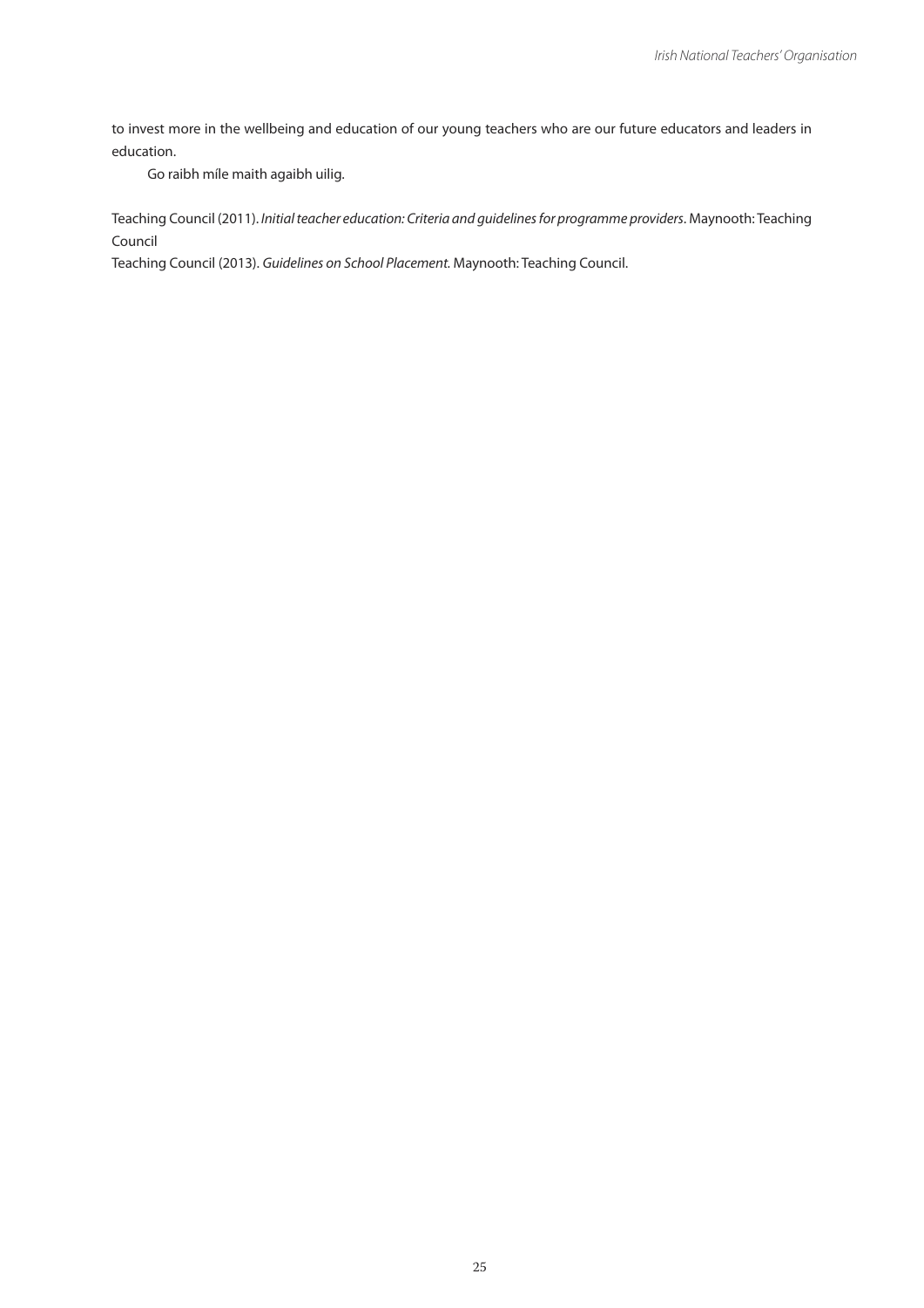to invest more in the wellbeing and education of our young teachers who are our future educators and leaders in education.

Go raibh míle maith agaibh uilig.

Teaching Council (2011). *Initial teacher education: Criteria and guidelines for programme providers*. Maynooth: Teaching Council

Teaching Council (2013). *Guidelines on School Placement.* Maynooth: Teaching Council.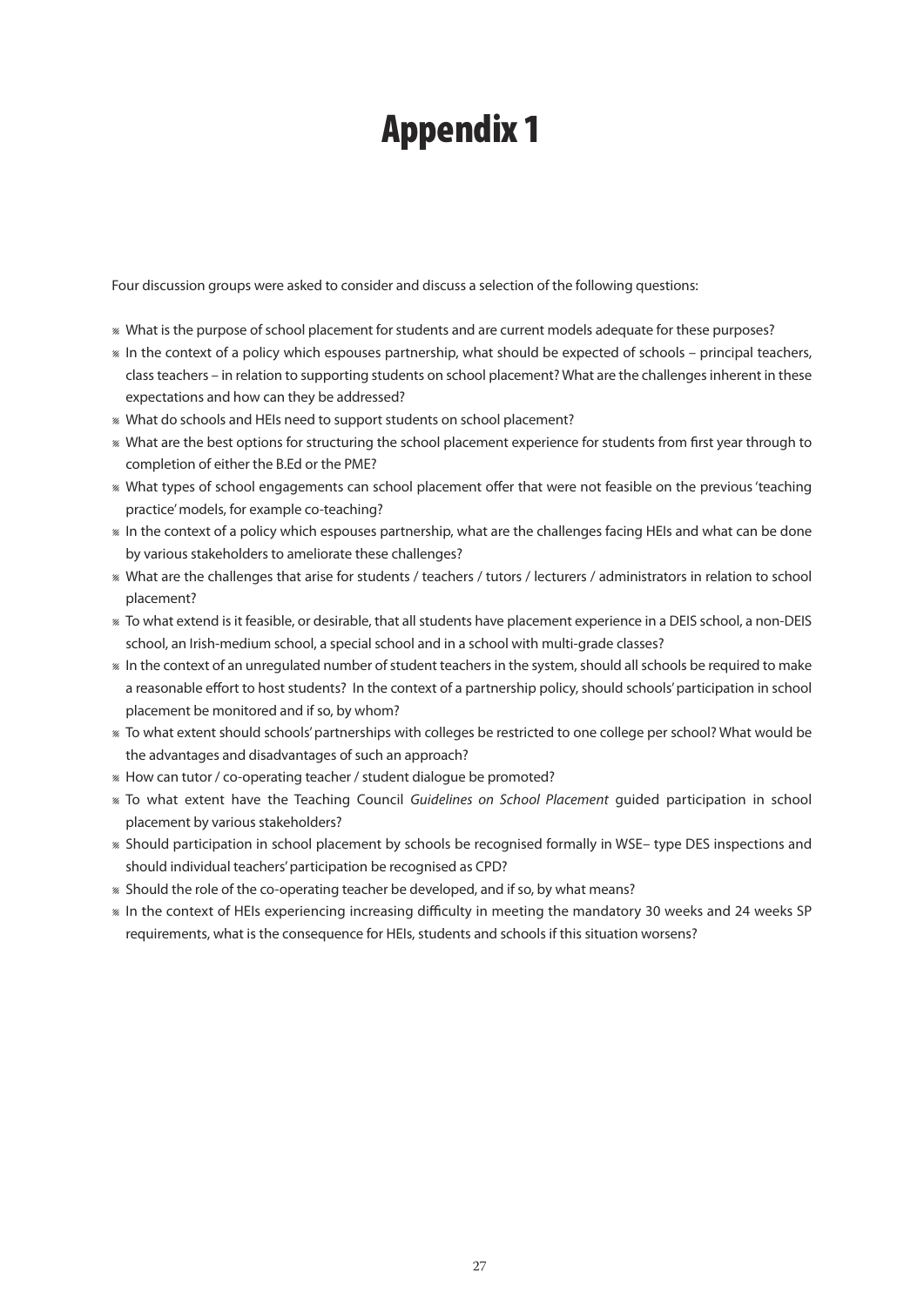# Appendix 1

Four discussion groups were asked to consider and discuss a selection of the following questions:

- What is the purpose of school placement for students and are current models adequate for these purposes?
- In the context of a policy which espouses partnership, what should be expected of schools – principal teachers, class teachers – in relation to supporting students on school placement? What are the challenges inherent in these expectations and how can they be addressed?
- What do schools and HEIs need to support students on school placement?
- What are the best options for structuring the school placement experience for students from first year through to completion of either the B.Ed or the PME?
- What types of school engagements can school placement offer that were not feasible on the previous 'teaching practice' models, for example co-teaching?
- In the context of a policy which espouses partnership, what are the challenges facing HEIs and what can be done by various stakeholders to ameliorate these challenges?
- What are the challenges that arise for students / teachers / tutors / lecturers / administrators in relation to school placement?
- To what extend is it feasible, or desirable, that all students have placement experience in a DEIS school, a non-DEIS school, an Irish-medium school, a special school and in a school with multi-grade classes?
- In the context of an unregulated number of student teachers in the system, should all schools be required to make a reasonable effort to host students? In the context of a partnership policy, should schools' participation in school placement be monitored and if so, by whom?
- To what extent should schools' partnerships with colleges be restricted to one college per school? What would be the advantages and disadvantages of such an approach?
- How can tutor / co-operating teacher / student dialogue be promoted?
- To what extent have the Teaching Council *Guidelines on School Placement* guided participation in school placement by various stakeholders?
- Should participation in school placement by schools be recognised formally in WSE– type DES inspections and should individual teachers' participation be recognised as CPD?
- Should the role of the co-operating teacher be developed, and if so, by what means?
- In the context of HEIs experiencing increasing difficulty in meeting the mandatory 30 weeks and 24 weeks SP requirements, what is the consequence for HEIs, students and schools if this situation worsens?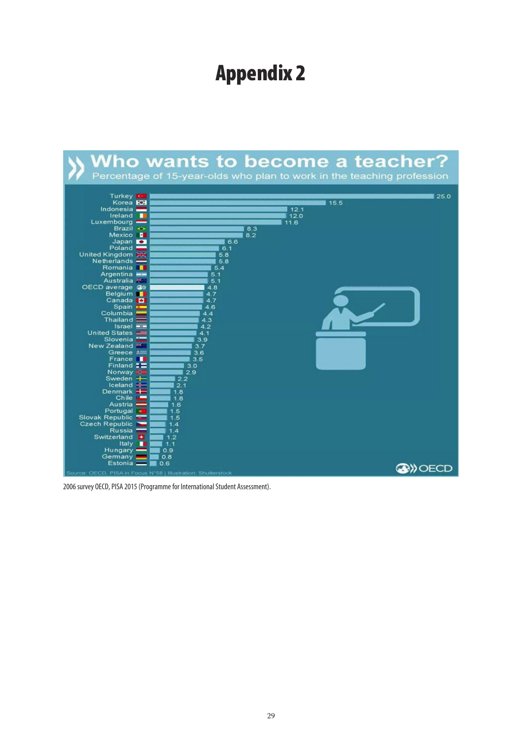# Appendix 2

## Who wants to become a teacher?

Percentage of 15-year-olds who plan to work in the teaching profession

| Country | % |
|---|---|
| Turkey | 25.0 |
| Korea | 15.5 |
| Indonesia | 12.1 |
| Ireland | 12.0 |
| Luxembourg | 11.6 |
| Brazil | 8.3 |
| Mexico | 8.2 |
| Japan | 6.6 |
| Poland | 6.1 |
| United Kingdom | 5.8 |
| Netherlands | 5.8 |
| Romania | 5.4 |
| Argentina | 5.1 |
| Australia | 5.1 |
| OECD average | 4.8 |
| Belgium | 4.7 |
| Canada | 4.7 |
| Spain | 4.6 |
| Columbia | 4.4 |
| Thailand | 4.3 |
| Israel | 4.2 |
| United States | 4.1 |
| Slovenia | 3.9 |
| New Zealand | 3.7 |
| Greece | 3.6 |
| France | 3.5 |
| Finland | 3.0 |
| Norway | 2.9 |
| Sweden | 2.2 |
| Iceland | 2.1 |
| Denmark | 1.8 |
| Chile | 1.8 |
| Austria | 1.6 |
| Portugal | 1.5 |
| Slovak Republic | 1.5 |
| Czech Republic | 1.4 |
| Russia | 1.4 |
| Switzerland | 1.2 |
| Italy | 1.1 |
| Hungary | 0.9 |
| Germany | 0.8 |
| Estonia | 0.6 |

Source: OECD, PISA in Focus N°58 | Illustration: Shutterstock

OECD

2006 survey OECD, PISA 2015 (Programme for International Student Assessment).